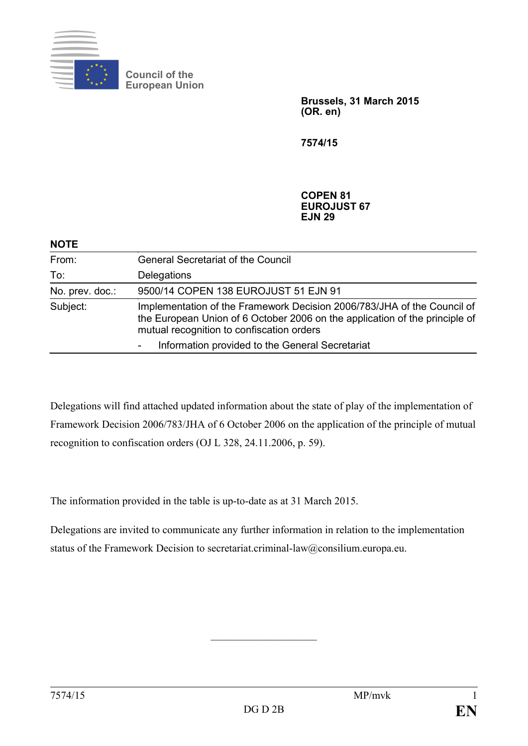Council of the
European Union

**Brussels, 31 March 2015**
**(OR. en)**

**7574/15**

**COPEN 81**
**EUROJUST 67**
**EJN 29**

**NOTE**

| | |
|---|---|
| From: | General Secretariat of the Council |
| To: | Delegations |
| No. prev. doc.: | 9500/14 COPEN 138 EUROJUST 51 EJN 91 |
| Subject: | Implementation of the Framework Decision 2006/783/JHA of the Council of the European Union of 6 October 2006 on the application of the principle of mutual recognition to confiscation orders<br>- Information provided to the General Secretariat |

Delegations will find attached updated information about the state of play of the implementation of Framework Decision 2006/783/JHA of 6 October 2006 on the application of the principle of mutual recognition to confiscation orders (OJ L 328, 24.11.2006, p. 59).

The information provided in the table is up-to-date as at 31 March 2015.

Delegations are invited to communicate any further information in relation to the implementation status of the Framework Decision to secretariat.criminal-law@consilium.europa.eu.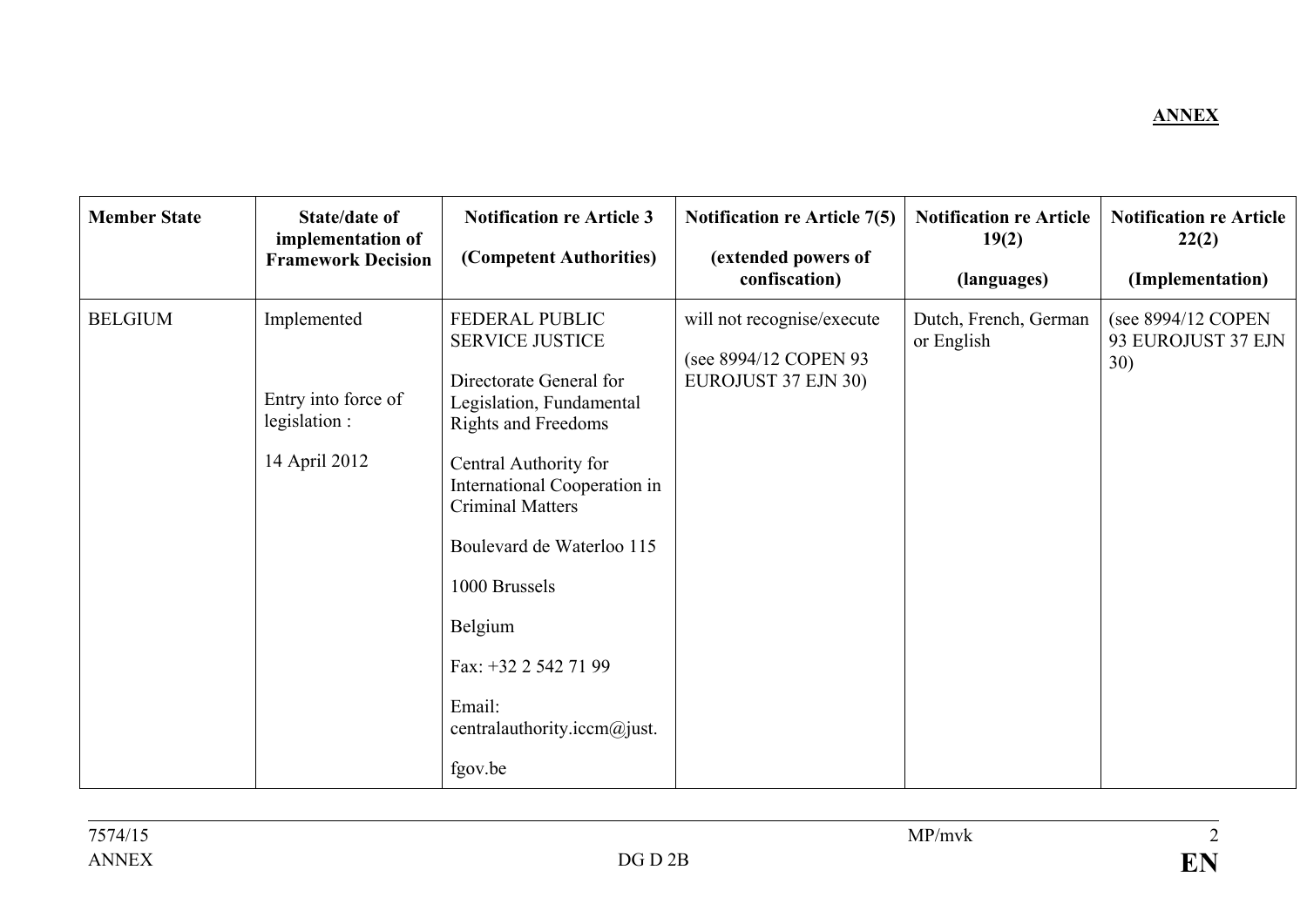**ANNEX**

| Member State | State/date of implementation of Framework Decision | Notification re Article 3 (Competent Authorities) | Notification re Article 7(5) (extended powers of confiscation) | Notification re Article 19(2) (languages) | Notification re Article 22(2) (Implementation) |
|---|---|---|---|---|---|
| BELGIUM | Implemented<br><br>Entry into force of legislation :<br><br>14 April 2012 | FEDERAL PUBLIC SERVICE JUSTICE<br><br>Directorate General for Legislation, Fundamental Rights and Freedoms<br><br>Central Authority for International Cooperation in Criminal Matters<br><br>Boulevard de Waterloo 115<br><br>1000 Brussels<br><br>Belgium<br><br>Fax: +32 2 542 71 99<br><br>Email: centralauthority.iccm@just.fgov.be | will not recognise/execute<br><br>(see 8994/12 COPEN 93 EUROJUST 37 EJN 30) | Dutch, French, German or English | (see 8994/12 COPEN 93 EUROJUST 37 EJN 30) |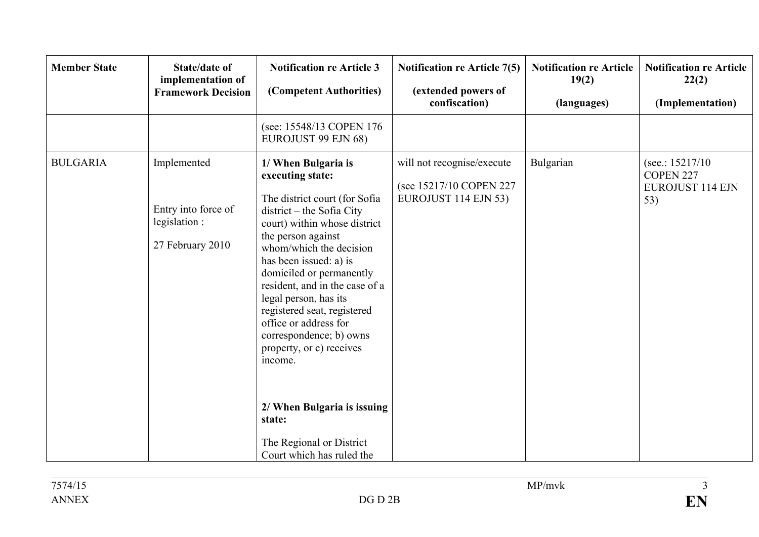| Member State | State/date of implementation of Framework Decision | Notification re Article 3<br><br>(Competent Authorities) | Notification re Article 7(5)<br><br>(extended powers of confiscation) | Notification re Article 19(2)<br><br>(languages) | Notification re Article 22(2)<br><br>(Implementation) |
|---|---|---|---|---|---|
| | | (see: 15548/13 COPEN 176 EUROJUST 99 EJN 68) | | | |
| BULGARIA | Implemented<br><br>Entry into force of legislation :<br><br>27 February 2010 | **1/ When Bulgaria is executing state:**<br><br>The district court (for Sofia district – the Sofia City court) within whose district the person against whom/which the decision has been issued: a) is domiciled or permanently resident, and in the case of a legal person, has its registered seat, registered office or address for correspondence; b) owns property, or c) receives income.<br><br>**2/ When Bulgaria is issuing state:**<br><br>The Regional or District Court which has ruled the | will not recognise/execute<br><br>(see 15217/10 COPEN 227 EUROJUST 114 EJN 53) | Bulgarian | (see.: 15217/10 COPEN 227 EUROJUST 114 EJN 53) |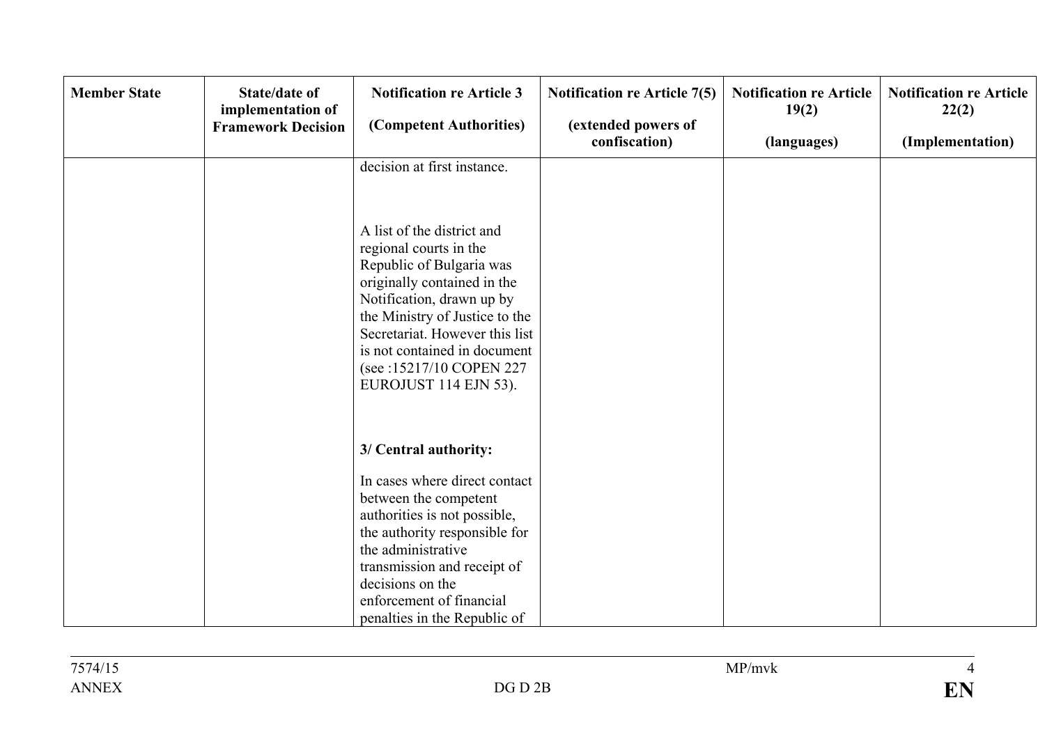| Member State | State/date of implementation of Framework Decision | Notification re Article 3 (Competent Authorities) | Notification re Article 7(5) (extended powers of confiscation) | Notification re Article 19(2) (languages) | Notification re Article 22(2) (Implementation) |
|---|---|---|---|---|---|
| | | decision at first instance.<br><br>A list of the district and regional courts in the Republic of Bulgaria was originally contained in the Notification, drawn up by the Ministry of Justice to the Secretariat. However this list is not contained in document (see :15217/10 COPEN 227 EUROJUST 114 EJN 53).<br><br>**3/ Central authority:**<br><br>In cases where direct contact between the competent authorities is not possible, the authority responsible for the administrative transmission and receipt of decisions on the enforcement of financial penalties in the Republic of | | | |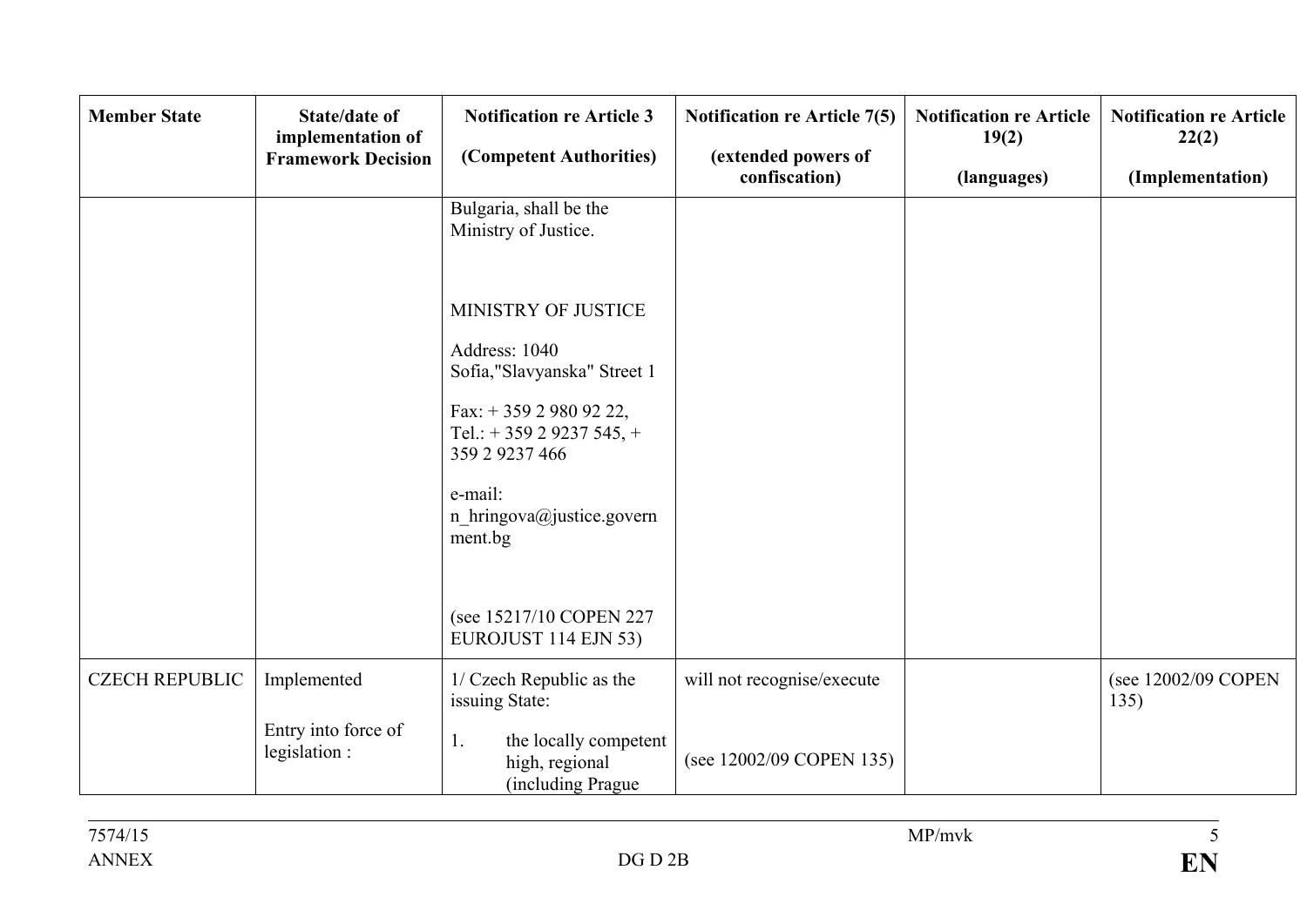| Member State | State/date of implementation of Framework Decision | Notification re Article 3 (Competent Authorities) | Notification re Article 7(5) (extended powers of confiscation) | Notification re Article 19(2) (languages) | Notification re Article 22(2) (Implementation) |
|---|---|---|---|---|---|
| | | Bulgaria, shall be the Ministry of Justice.<br><br>MINISTRY OF JUSTICE<br><br>Address: 1040 Sofia,"Slavyanska" Street 1<br><br>Fax: + 359 2 980 92 22, Tel.: + 359 2 9237 545, + 359 2 9237 466<br><br>e-mail: n_hringova@justice.government.bg<br><br>(see 15217/10 COPEN 227 EUROJUST 114 EJN 53) | | | |
| CZECH REPUBLIC | Implemented<br><br>Entry into force of legislation : | 1/ Czech Republic as the issuing State:<br><br>1. the locally competent high, regional (including Prague | will not recognise/execute<br><br>(see 12002/09 COPEN 135) | | (see 12002/09 COPEN 135) |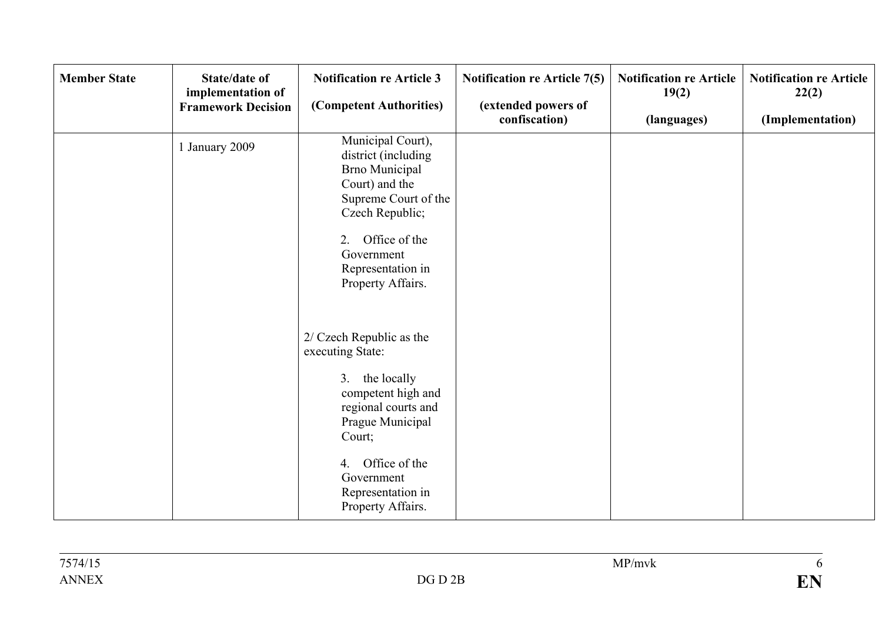| Member State | State/date of implementation of Framework Decision | Notification re Article 3 (Competent Authorities) | Notification re Article 7(5) (extended powers of confiscation) | Notification re Article 19(2) (languages) | Notification re Article 22(2) (Implementation) |
|---|---|---|---|---|---|
| | 1 January 2009 | Municipal Court), district (including Brno Municipal Court) and the Supreme Court of the Czech Republic;<br><br>2. Office of the Government Representation in Property Affairs.<br><br>2/ Czech Republic as the executing State:<br><br>3. the locally competent high and regional courts and Prague Municipal Court;<br><br>4. Office of the Government Representation in Property Affairs. | | | |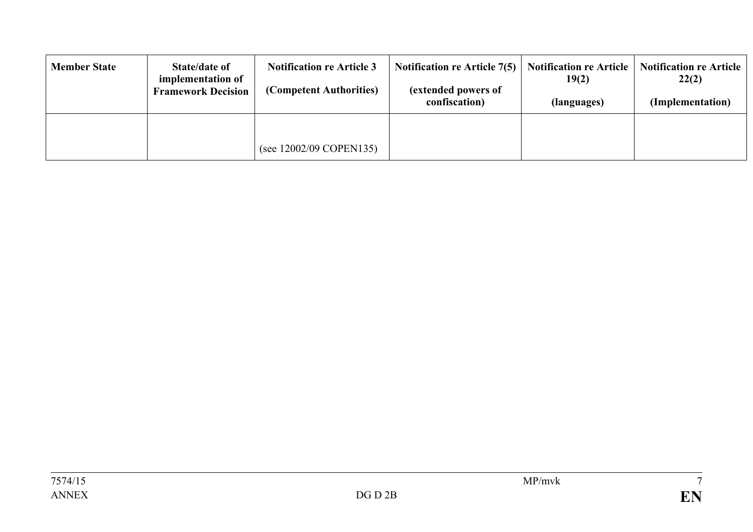| Member State | State/date of implementation of Framework Decision | Notification re Article 3 (Competent Authorities) | Notification re Article 7(5) (extended powers of confiscation) | Notification re Article 19(2) (languages) | Notification re Article 22(2) (Implementation) |
|---|---|---|---|---|---|
| | | (see 12002/09 COPEN135) | | | |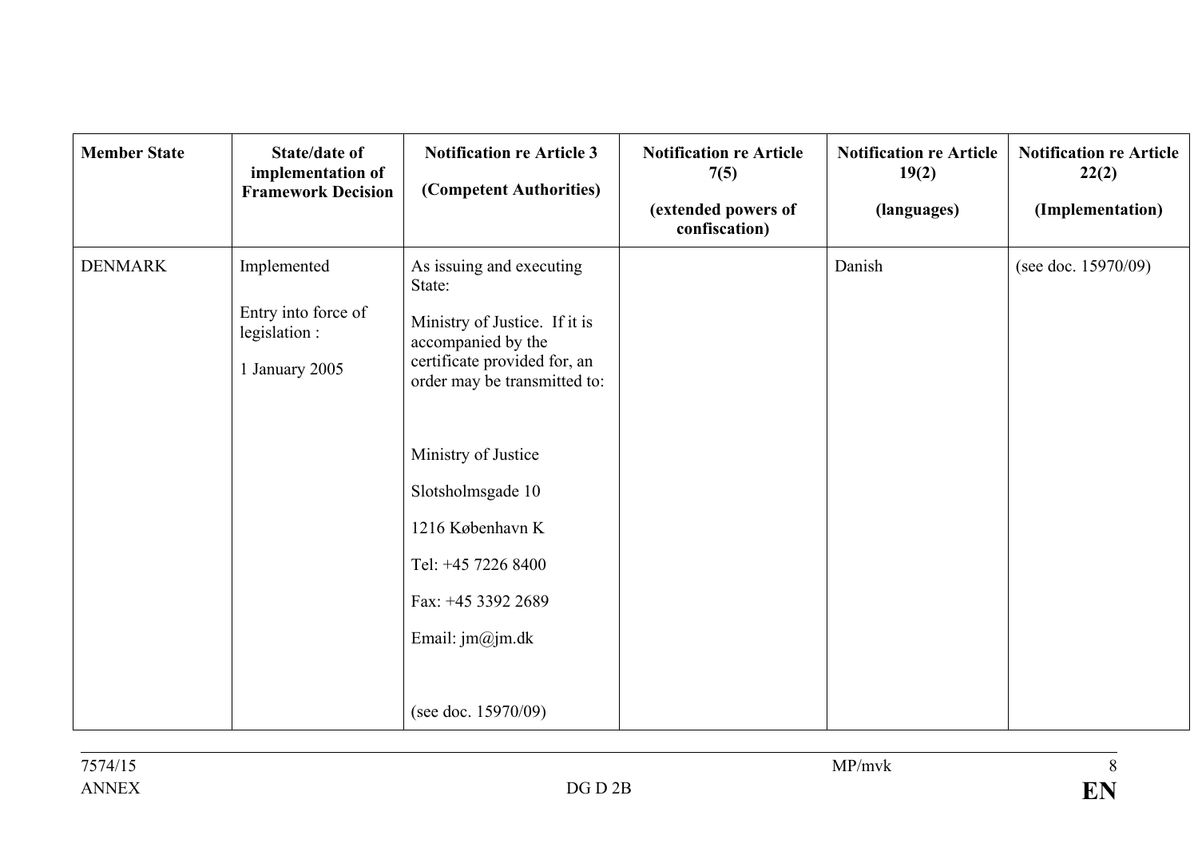| Member State | State/date of implementation of Framework Decision | Notification re Article 3 (Competent Authorities) | Notification re Article 7(5) (extended powers of confiscation) | Notification re Article 19(2) (languages) | Notification re Article 22(2) (Implementation) |
|---|---|---|---|---|---|
| DENMARK | Implemented<br><br>Entry into force of legislation :<br><br>1 January 2005 | As issuing and executing State:<br><br>Ministry of Justice. If it is accompanied by the certificate provided for, an order may be transmitted to:<br><br>Ministry of Justice<br><br>Slotsholmsgade 10<br><br>1216 København K<br><br>Tel: +45 7226 8400<br><br>Fax: +45 3392 2689<br><br>Email: jm@jm.dk<br><br>(see doc. 15970/09) | | Danish | (see doc. 15970/09) |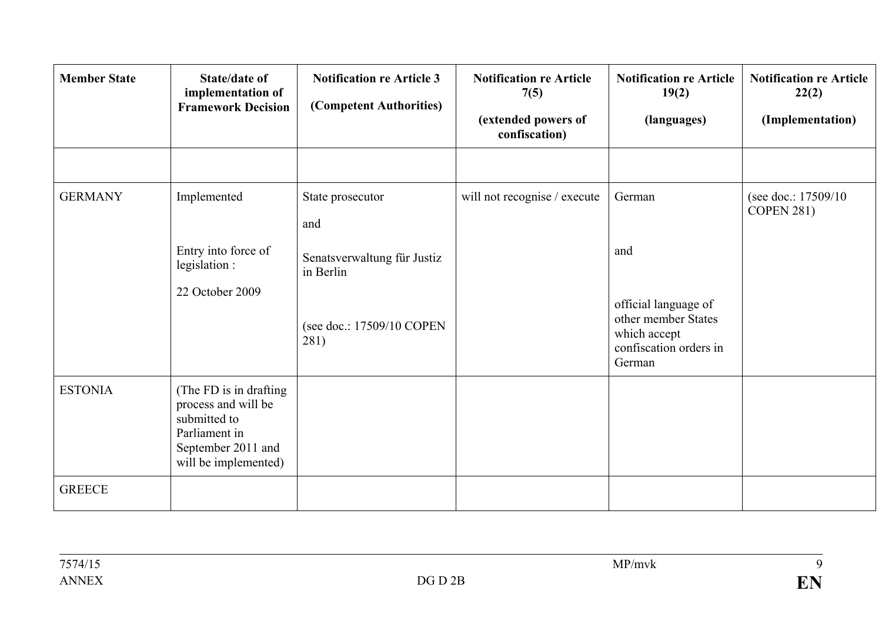| Member State | State/date of implementation of Framework Decision | Notification re Article 3<br><br>(Competent Authorities) | Notification re Article 7(5)<br><br>(extended powers of confiscation) | Notification re Article 19(2)<br><br>(languages) | Notification re Article 22(2)<br><br>(Implementation) |
|---|---|---|---|---|---|
| | | | | | |
| GERMANY | Implemented<br><br>Entry into force of legislation :<br><br>22 October 2009 | State prosecutor<br><br>and<br><br>Senatsverwaltung für Justiz in Berlin<br><br>(see doc.: 17509/10 COPEN 281) | will not recognise / execute | German<br><br>and<br><br>official language of other member States which accept confiscation orders in German | (see doc.: 17509/10 COPEN 281) |
| ESTONIA | (The FD is in drafting process and will be submitted to Parliament in September 2011 and will be implemented) | | | | |
| GREECE | | | | | |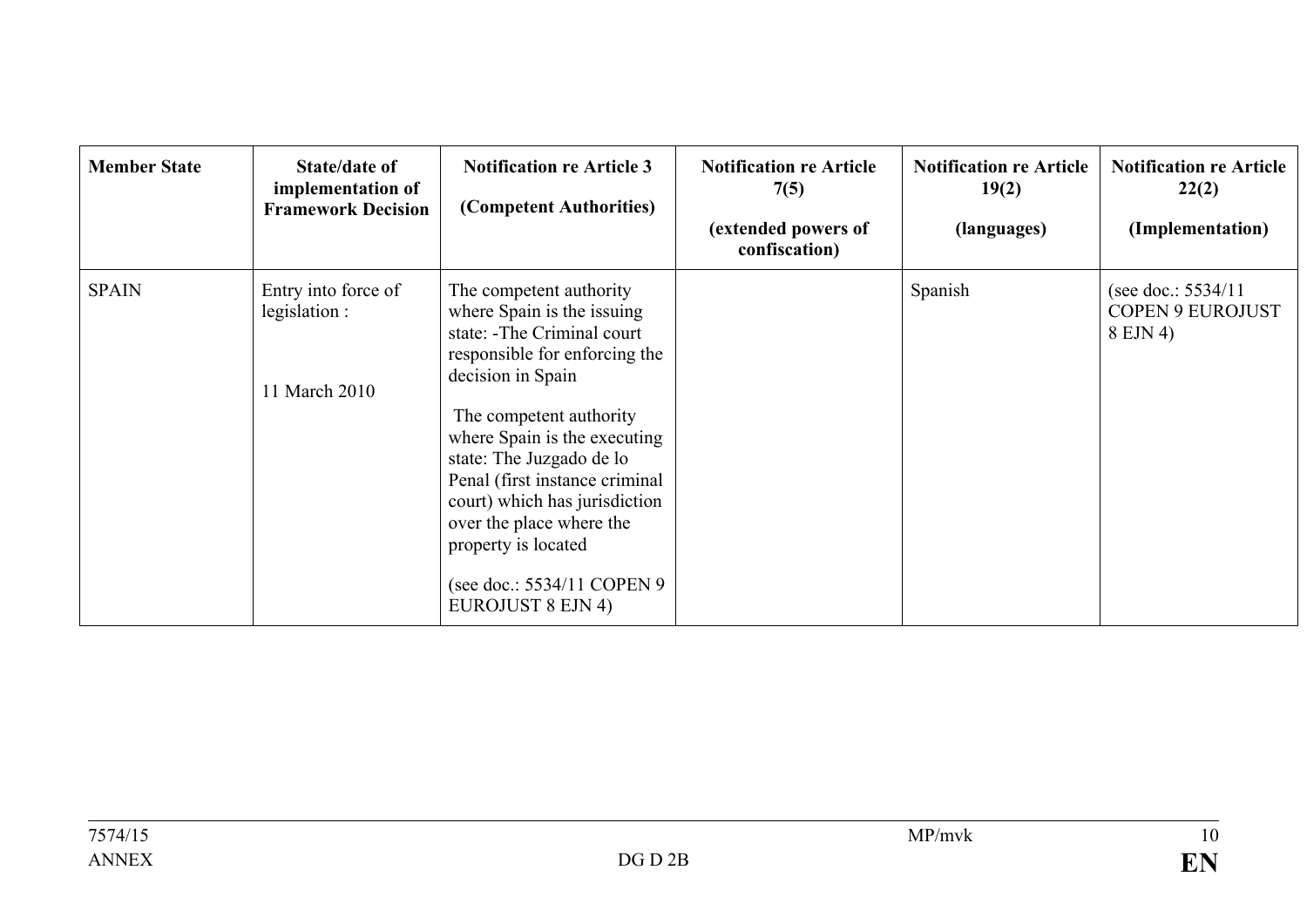| Member State | State/date of implementation of Framework Decision | Notification re Article 3 (Competent Authorities) | Notification re Article 7(5) (extended powers of confiscation) | Notification re Article 19(2) (languages) | Notification re Article 22(2) (Implementation) |
|---|---|---|---|---|---|
| SPAIN | Entry into force of legislation : 11 March 2010 | The competent authority where Spain is the issuing state: -The Criminal court responsible for enforcing the decision in Spain<br><br>The competent authority where Spain is the executing state: The Juzgado de lo Penal (first instance criminal court) which has jurisdiction over the place where the property is located<br><br>(see doc.: 5534/11 COPEN 9 EUROJUST 8 EJN 4) | | Spanish | (see doc.: 5534/11 COPEN 9 EUROJUST 8 EJN 4) |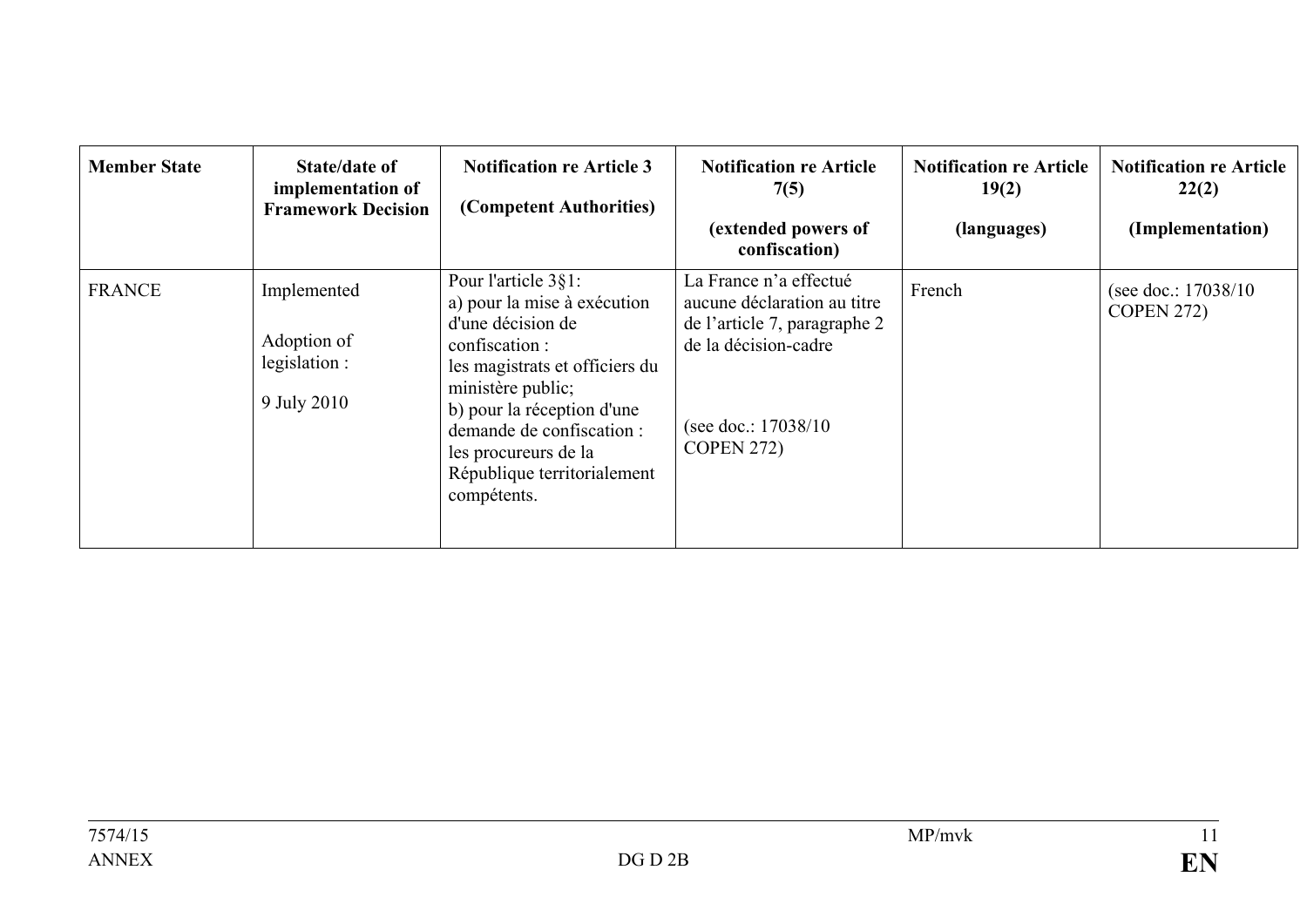| Member State | State/date of implementation of Framework Decision | Notification re Article 3<br><br>(Competent Authorities) | Notification re Article 7(5)<br><br>(extended powers of confiscation) | Notification re Article 19(2)<br><br>(languages) | Notification re Article 22(2)<br><br>(Implementation) |
|---|---|---|---|---|---|
| FRANCE | Implemented<br><br>Adoption of legislation :<br><br>9 July 2010 | Pour l'article 3§1:<br>a) pour la mise à exécution d'une décision de confiscation :<br>les magistrats et officiers du ministère public;<br>b) pour la réception d'une demande de confiscation :<br>les procureurs de la République territorialement compétents. | La France n'a effectué aucune déclaration au titre de l'article 7, paragraphe 2 de la décision-cadre<br><br>(see doc.: 17038/10 COPEN 272) | French | (see doc.: 17038/10 COPEN 272) |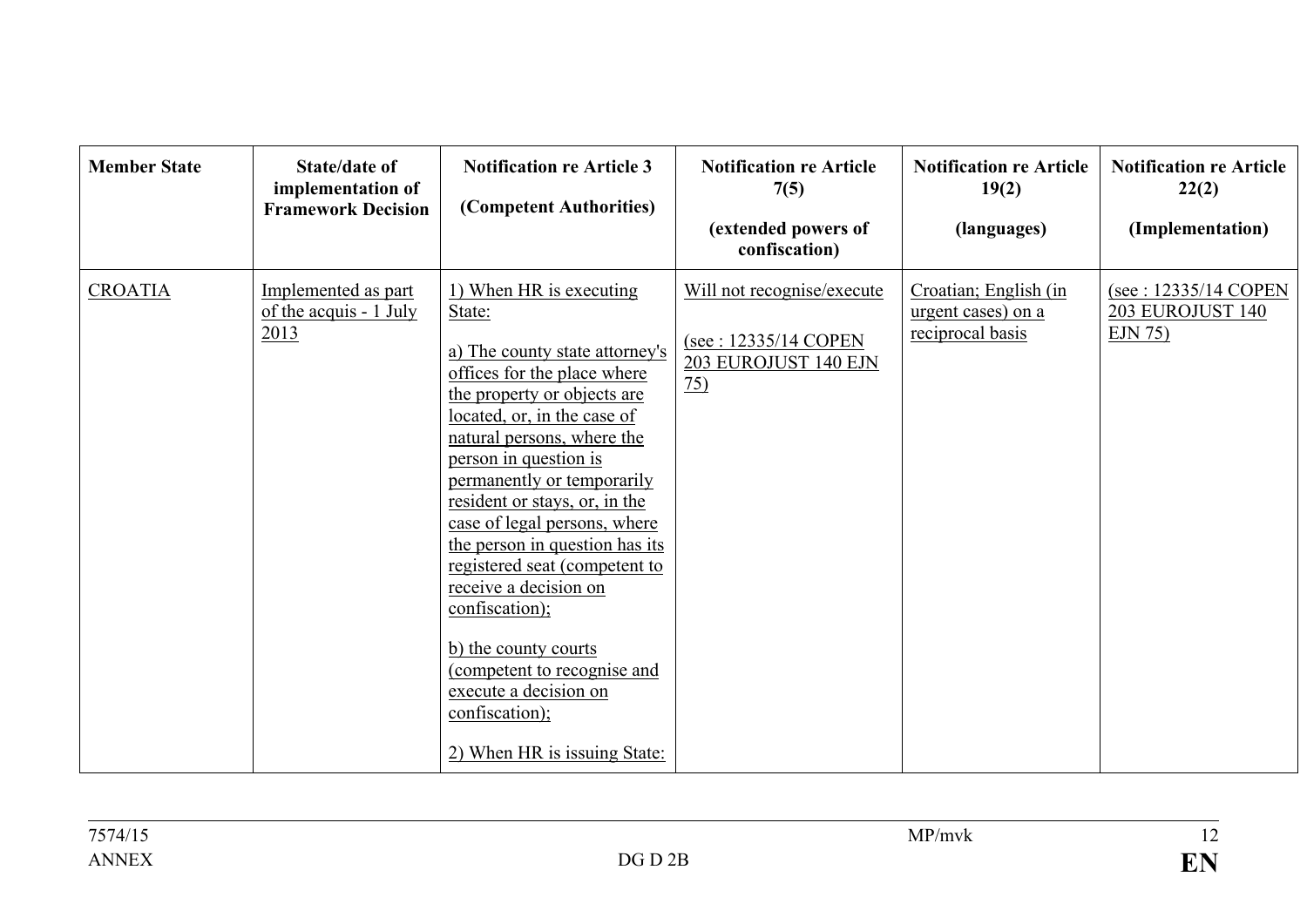| Member State | State/date of implementation of Framework Decision | Notification re Article 3<br><br>(Competent Authorities) | Notification re Article 7(5)<br><br>(extended powers of confiscation) | Notification re Article 19(2)<br><br>(languages) | Notification re Article 22(2)<br><br>(Implementation) |
|---|---|---|---|---|---|
| CROATIA | Implemented as part of the acquis - 1 July 2013 | 1) When HR is executing State:<br><br>a) The county state attorney's offices for the place where the property or objects are located, or, in the case of natural persons, where the person in question is permanently or temporarily resident or stays, or, in the case of legal persons, where the person in question has its registered seat (competent to receive a decision on confiscation);<br><br>b) the county courts (competent to recognise and execute a decision on confiscation);<br><br>2) When HR is issuing State: | Will not recognise/execute<br><br>(see : 12335/14 COPEN 203 EUROJUST 140 EJN 75) | Croatian; English (in urgent cases) on a reciprocal basis | (see : 12335/14 COPEN 203 EUROJUST 140 EJN 75) |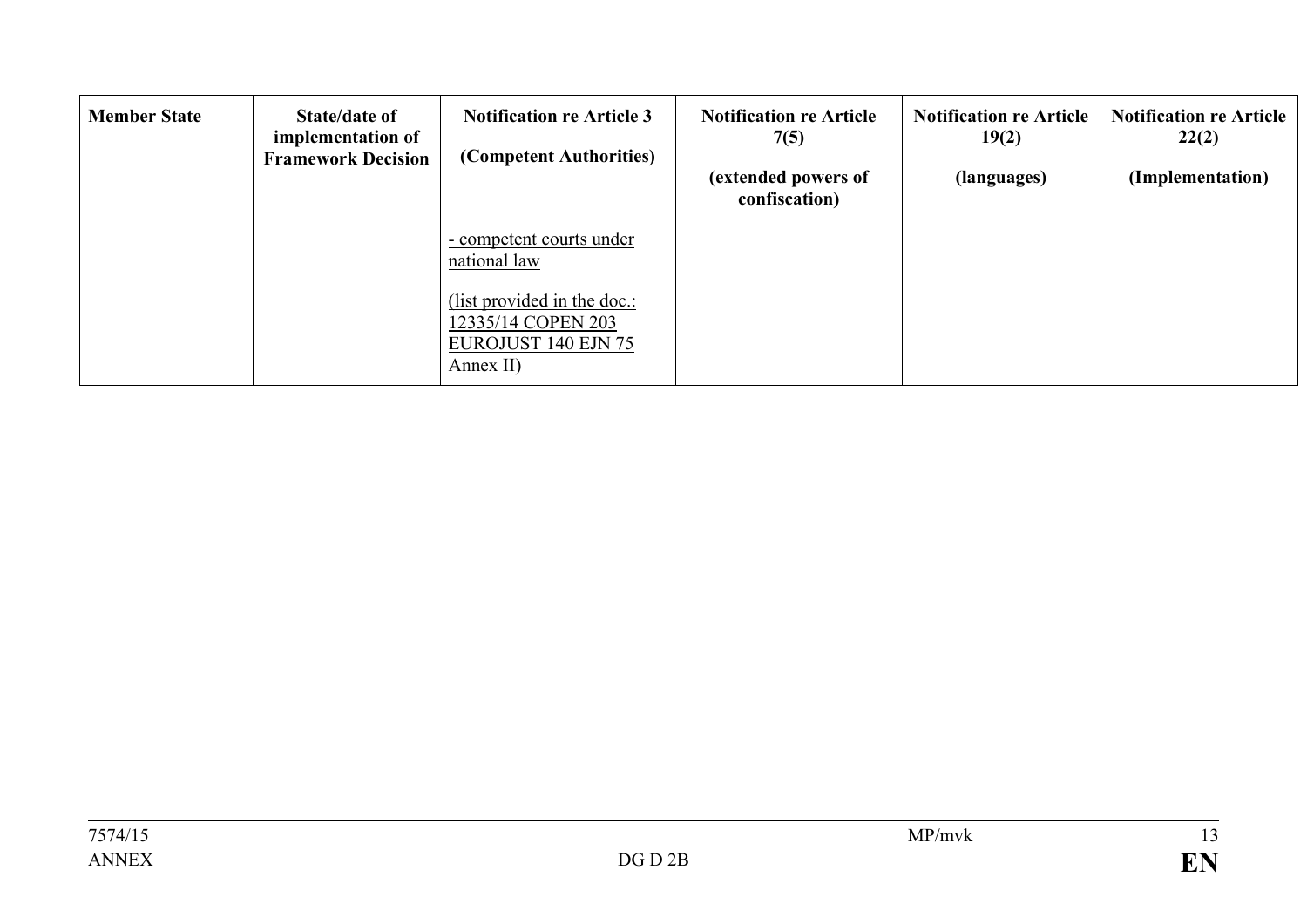| Member State | State/date of implementation of Framework Decision | Notification re Article 3 (Competent Authorities) | Notification re Article 7(5) (extended powers of confiscation) | Notification re Article 19(2) (languages) | Notification re Article 22(2) (Implementation) |
|---|---|---|---|---|---|
| | | - competent courts under national law<br><br>(list provided in the doc.: 12335/14 COPEN 203 EUROJUST 140 EJN 75 Annex II) | | | |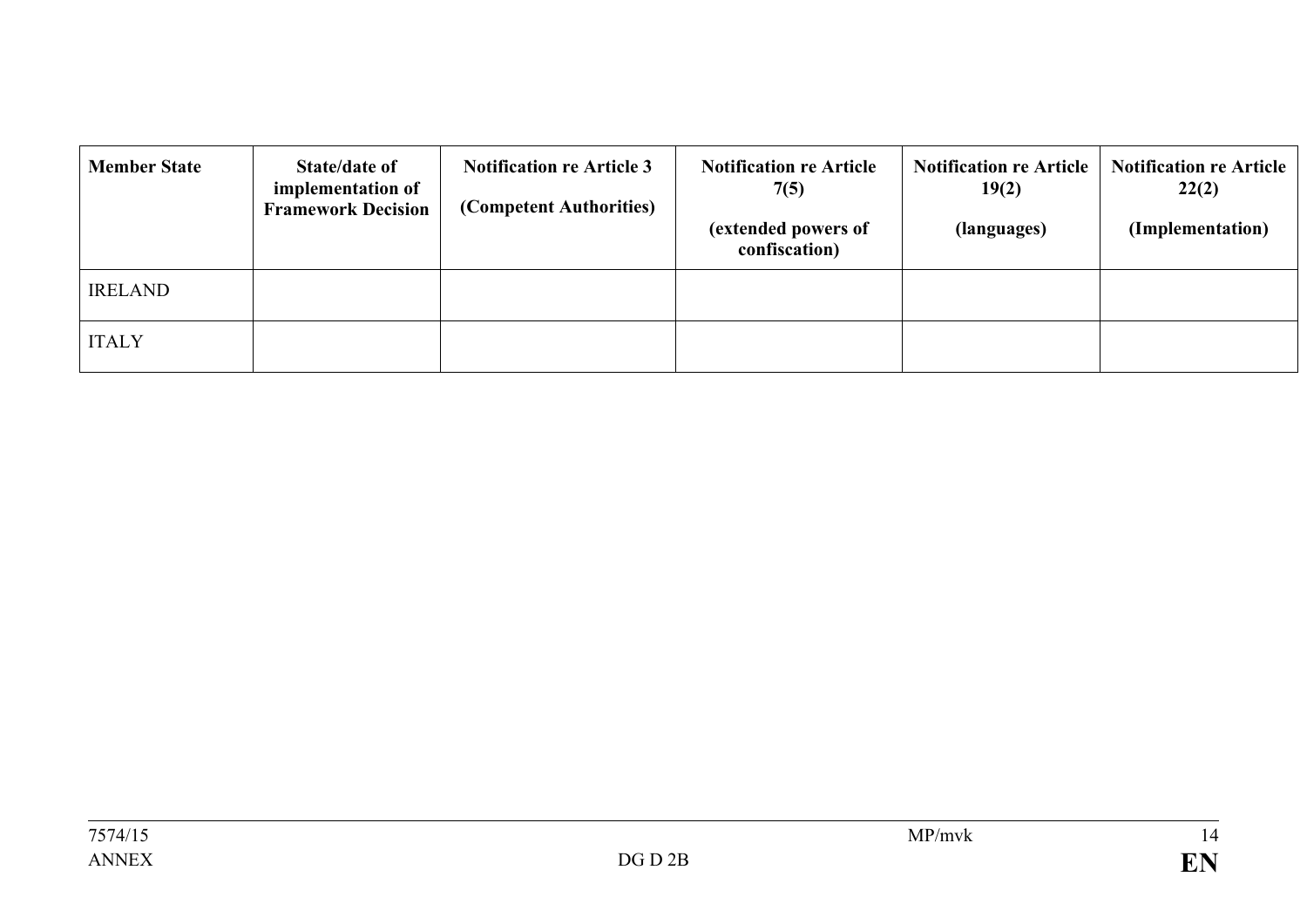| Member State | State/date of implementation of Framework Decision | Notification re Article 3 (Competent Authorities) | Notification re Article 7(5) (extended powers of confiscation) | Notification re Article 19(2) (languages) | Notification re Article 22(2) (Implementation) |
|---|---|---|---|---|---|
| IRELAND | | | | | |
| ITALY | | | | | |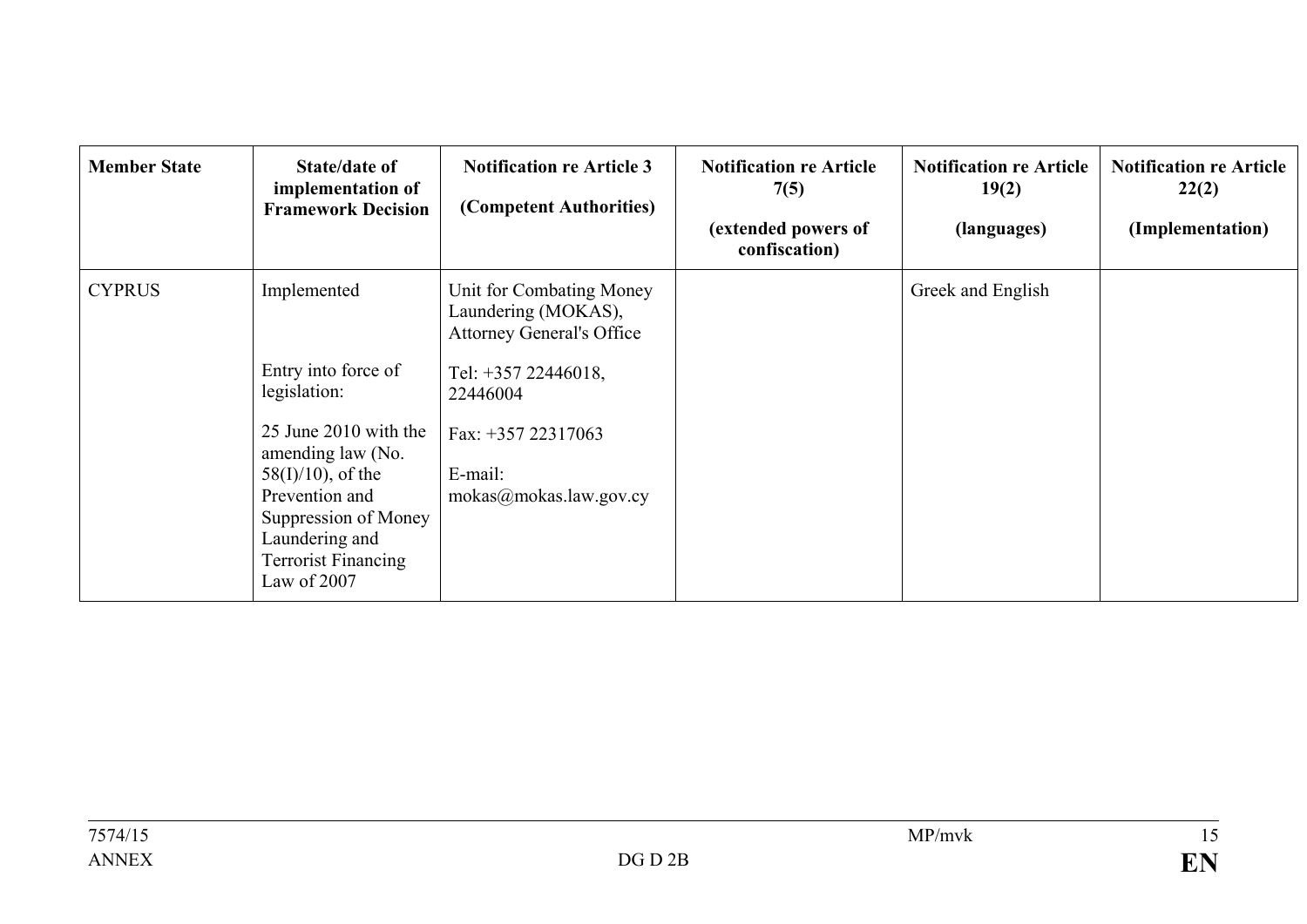| Member State | State/date of implementation of Framework Decision | Notification re Article 3 (Competent Authorities) | Notification re Article 7(5) (extended powers of confiscation) | Notification re Article 19(2) (languages) | Notification re Article 22(2) (Implementation) |
|---|---|---|---|---|---|
| CYPRUS | Implemented<br><br>Entry into force of legislation:<br><br>25 June 2010 with the amending law (No. 58(I)/10), of the Prevention and Suppression of Money Laundering and Terrorist Financing Law of 2007 | Unit for Combating Money Laundering (MOKAS), Attorney General's Office<br><br>Tel: +357 22446018, 22446004<br><br>Fax: +357 22317063<br><br>E-mail: mokas@mokas.law.gov.cy | | Greek and English | |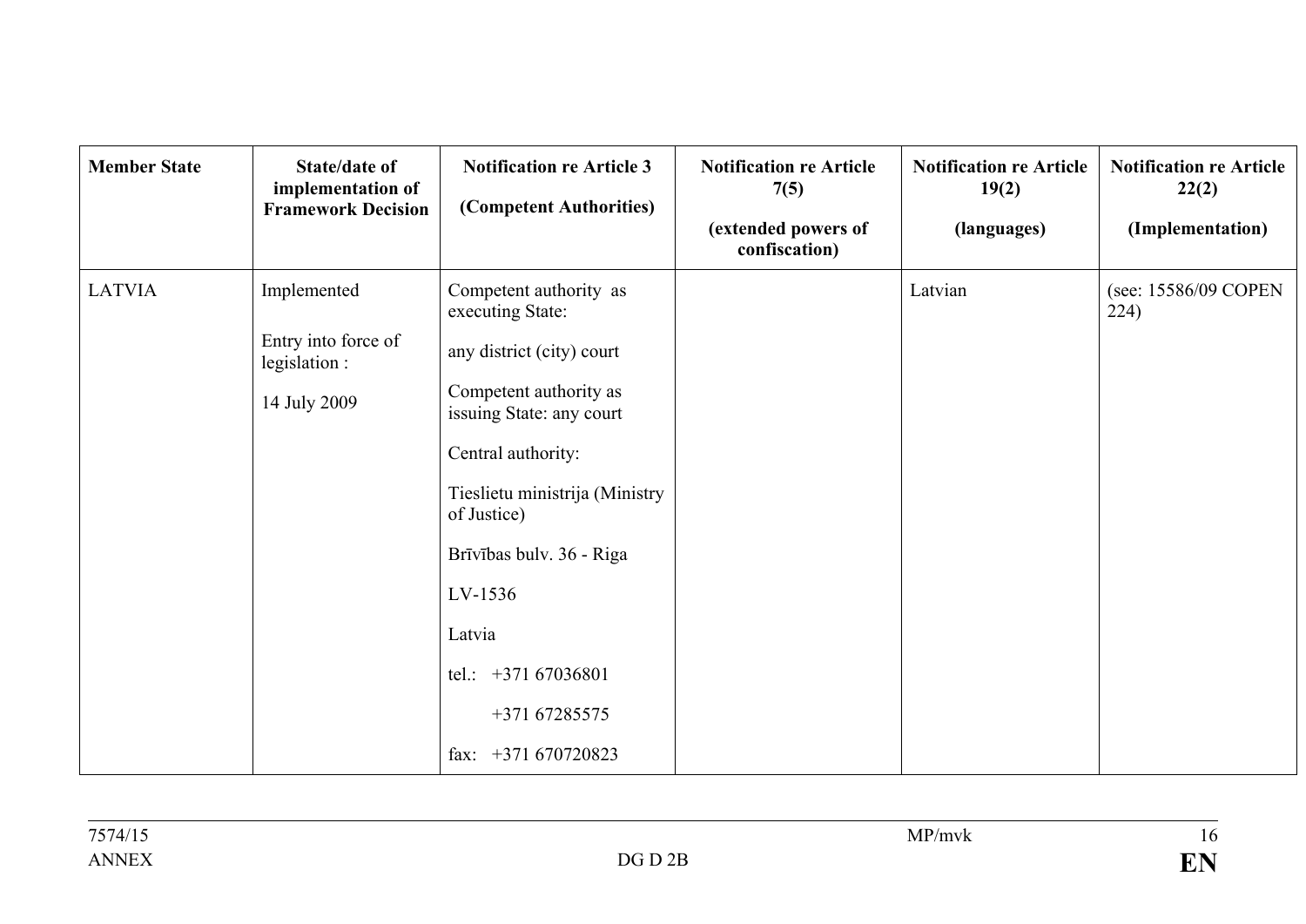| Member State | State/date of implementation of Framework Decision | Notification re Article 3<br><br>(Competent Authorities) | Notification re Article 7(5)<br><br>(extended powers of confiscation) | Notification re Article 19(2)<br><br>(languages) | Notification re Article 22(2)<br><br>(Implementation) |
|---|---|---|---|---|---|
| LATVIA | Implemented<br><br>Entry into force of legislation :<br><br>14 July 2009 | Competent authority as executing State:<br><br>any district (city) court<br><br>Competent authority as issuing State: any court<br><br>Central authority:<br><br>Tieslietu ministrija (Ministry of Justice)<br><br>Brīvības bulv. 36 - Riga<br><br>LV-1536<br><br>Latvia<br><br>tel.: +371 67036801<br><br>+371 67285575<br><br>fax: +371 670720823 | | Latvian | (see: 15586/09 COPEN 224) |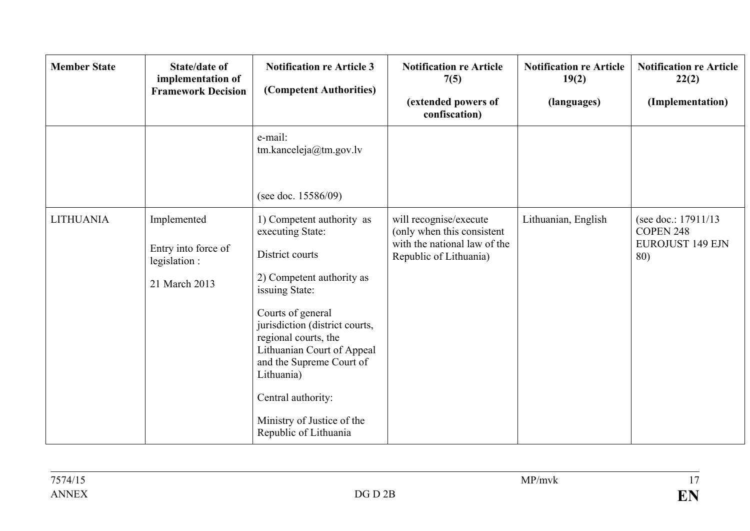| Member State | State/date of implementation of Framework Decision | Notification re Article 3<br><br>(Competent Authorities) | Notification re Article 7(5)<br><br>(extended powers of confiscation) | Notification re Article 19(2)<br><br>(languages) | Notification re Article 22(2)<br><br>(Implementation) |
|---|---|---|---|---|---|
| | | e-mail:<br>tm.kanceleja@tm.gov.lv<br><br>(see doc. 15586/09) | | | |
| LITHUANIA | Implemented<br><br>Entry into force of legislation :<br><br>21 March 2013 | 1) Competent authority as executing State:<br><br>District courts<br><br>2) Competent authority as issuing State:<br><br>Courts of general jurisdiction (district courts, regional courts, the Lithuanian Court of Appeal and the Supreme Court of Lithuania)<br><br>Central authority:<br><br>Ministry of Justice of the Republic of Lithuania | will recognise/execute (only when this consistent with the national law of the Republic of Lithuania) | Lithuanian, English | (see doc.: 17911/13 COPEN 248 EUROJUST 149 EJN 80) |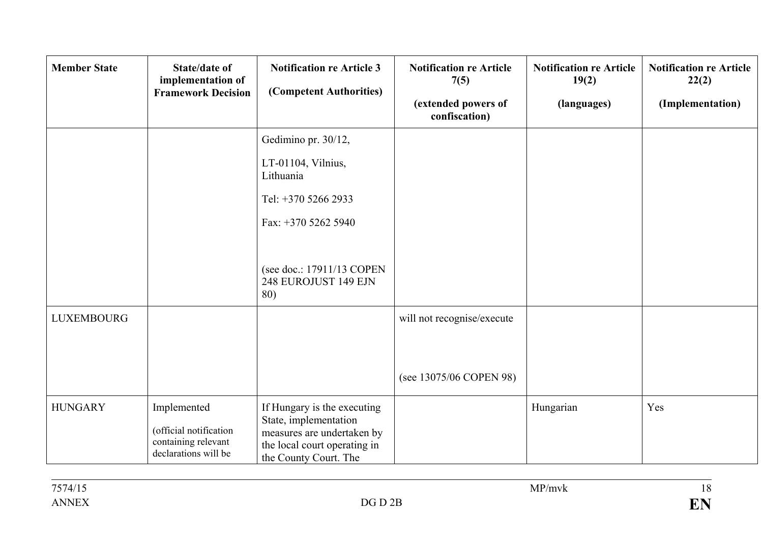| Member State | State/date of implementation of Framework Decision | Notification re Article 3<br><br>(Competent Authorities) | Notification re Article 7(5)<br><br>(extended powers of confiscation) | Notification re Article 19(2)<br><br>(languages) | Notification re Article 22(2)<br><br>(Implementation) |
|---|---|---|---|---|---|
| | | Gedimino pr. 30/12,<br><br>LT-01104, Vilnius, Lithuania<br><br>Tel: +370 5266 2933<br><br>Fax: +370 5262 5940<br><br>(see doc.: 17911/13 COPEN 248 EUROJUST 149 EJN 80) | | | |
| LUXEMBOURG | | | will not recognise/execute<br><br>(see 13075/06 COPEN 98) | | |
| HUNGARY | Implemented<br><br>(official notification containing relevant declarations will be | If Hungary is the executing State, implementation measures are undertaken by the local court operating in the County Court. The | | Hungarian | Yes |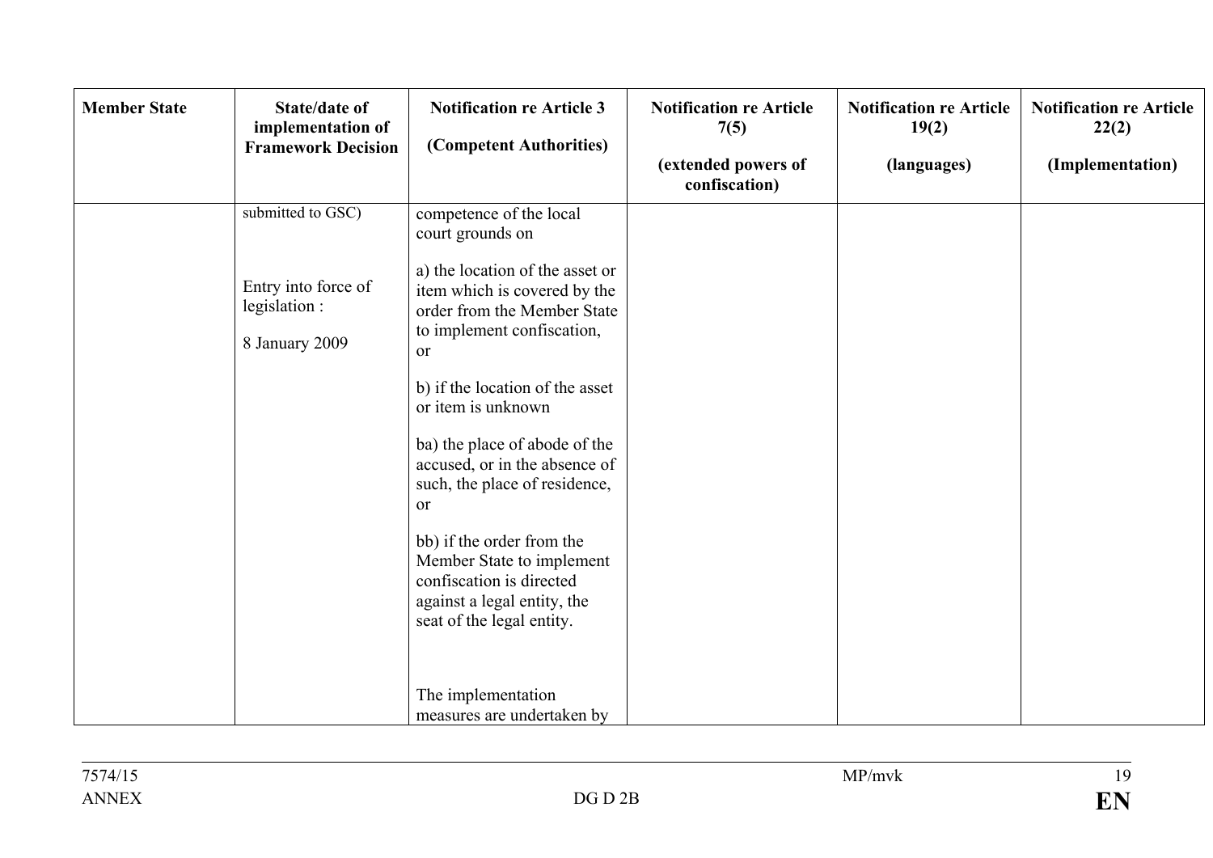| Member State | State/date of implementation of Framework Decision | Notification re Article 3 (Competent Authorities) | Notification re Article 7(5) (extended powers of confiscation) | Notification re Article 19(2) (languages) | Notification re Article 22(2) (Implementation) |
|---|---|---|---|---|---|
| | submitted to GSC)<br><br>Entry into force of legislation :<br><br>8 January 2009 | competence of the local court grounds on<br><br>a) the location of the asset or item which is covered by the order from the Member State to implement confiscation, or<br><br>b) if the location of the asset or item is unknown<br><br>ba) the place of abode of the accused, or in the absence of such, the place of residence, or<br><br>bb) if the order from the Member State to implement confiscation is directed against a legal entity, the seat of the legal entity.<br><br>The implementation measures are undertaken by | | | |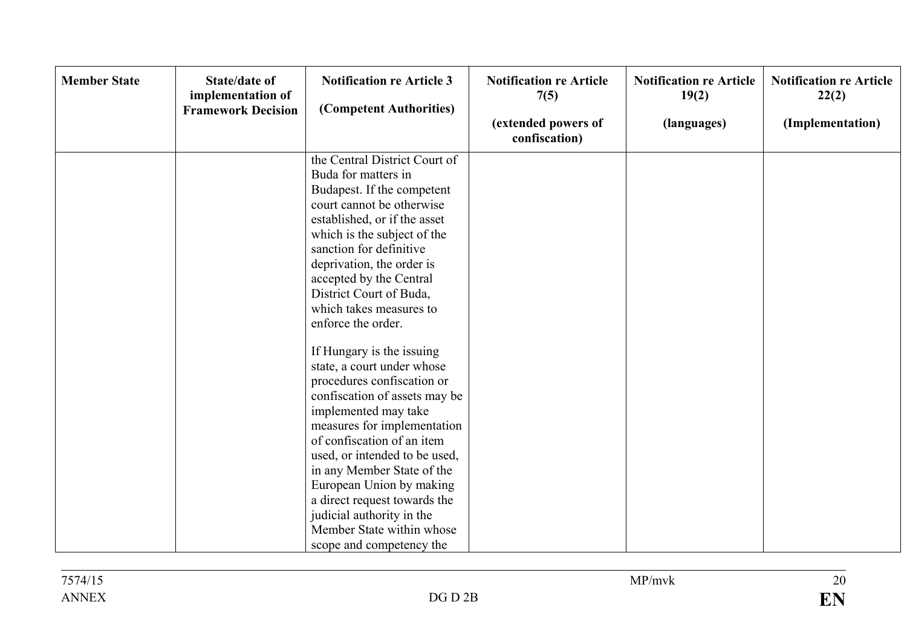| Member State | State/date of implementation of Framework Decision | Notification re Article 3<br><br>(Competent Authorities) | Notification re Article 7(5)<br><br>(extended powers of confiscation) | Notification re Article 19(2)<br><br>(languages) | Notification re Article 22(2)<br><br>(Implementation) |
|---|---|---|---|---|---|
| | | the Central District Court of Buda for matters in Budapest. If the competent court cannot be otherwise established, or if the asset which is the subject of the sanction for definitive deprivation, the order is accepted by the Central District Court of Buda, which takes measures to enforce the order.<br><br>If Hungary is the issuing state, a court under whose procedures confiscation or confiscation of assets may be implemented may take measures for implementation of confiscation of an item used, or intended to be used, in any Member State of the European Union by making a direct request towards the judicial authority in the Member State within whose scope and competency the | | | |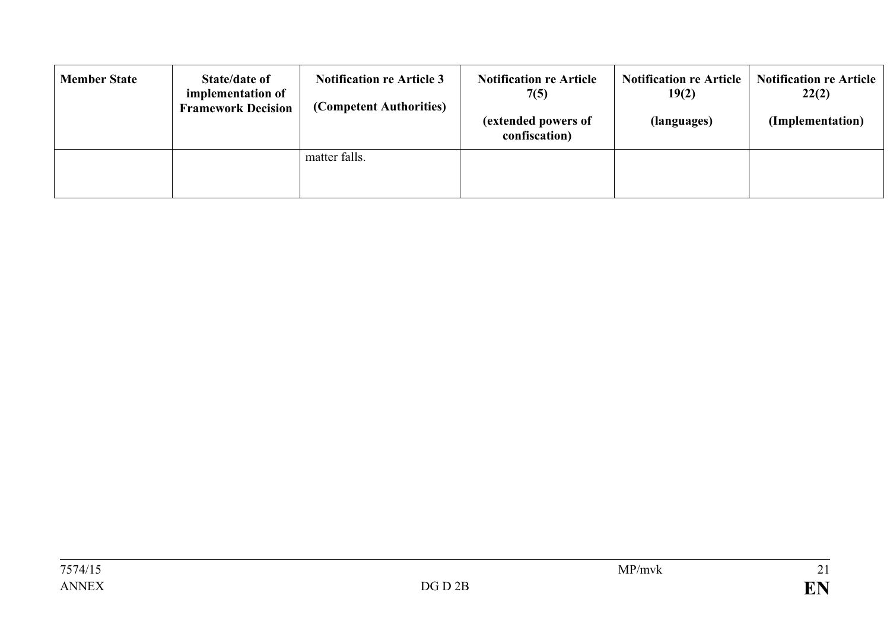| Member State | State/date of implementation of Framework Decision | Notification re Article 3<br><br>(Competent Authorities) | Notification re Article 7(5)<br><br>(extended powers of confiscation) | Notification re Article 19(2)<br><br>(languages) | Notification re Article 22(2)<br><br>(Implementation) |
|---|---|---|---|---|---|
| | | matter falls. | | | |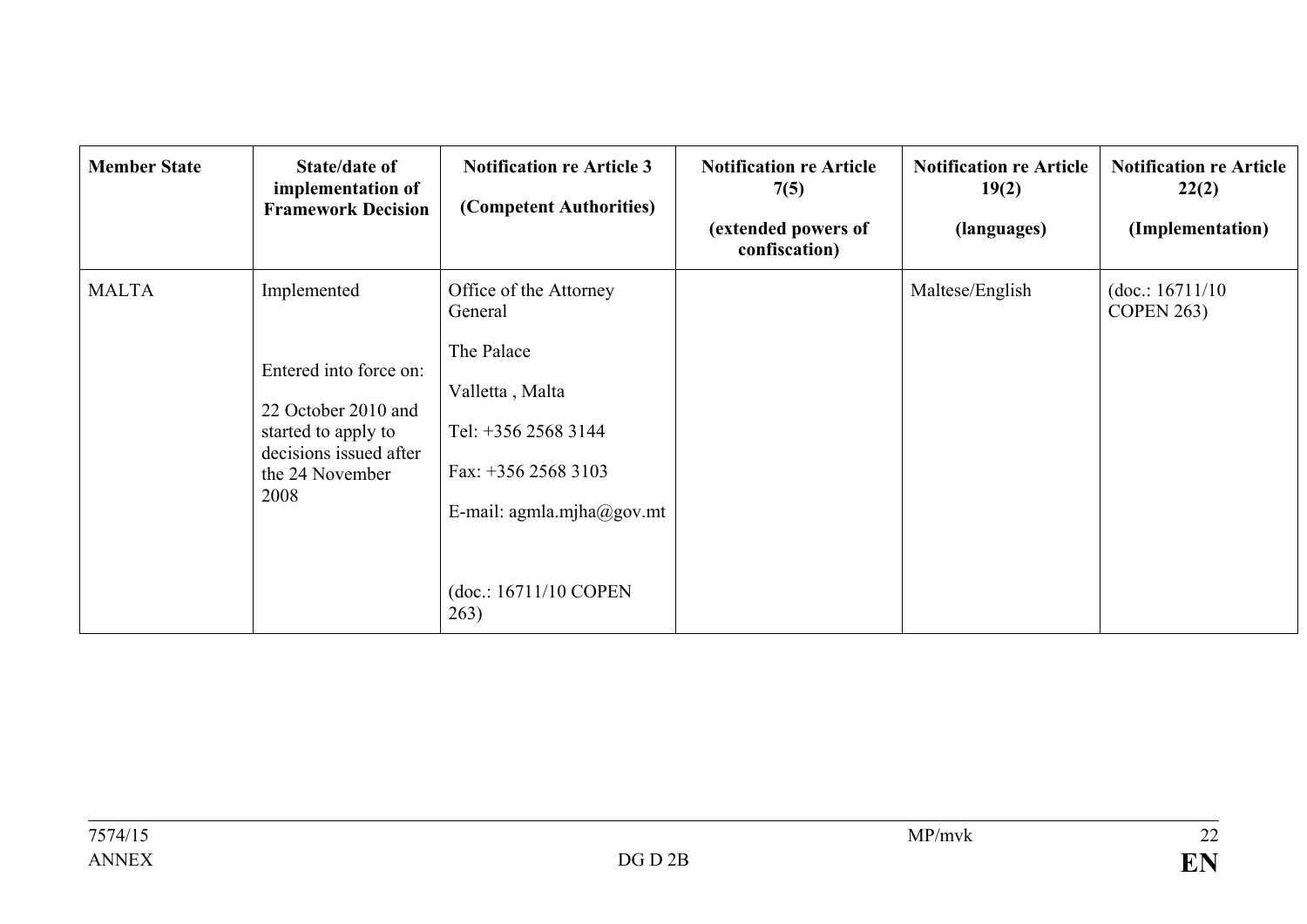| Member State | State/date of implementation of Framework Decision | Notification re Article 3 (Competent Authorities) | Notification re Article 7(5) (extended powers of confiscation) | Notification re Article 19(2) (languages) | Notification re Article 22(2) (Implementation) |
|---|---|---|---|---|---|
| MALTA | Implemented<br><br>Entered into force on:<br><br>22 October 2010 and started to apply to decisions issued after the 24 November 2008 | Office of the Attorney General<br><br>The Palace<br><br>Valletta , Malta<br><br>Tel: +356 2568 3144<br><br>Fax: +356 2568 3103<br><br>E-mail: agmla.mjha@gov.mt<br><br>(doc.: 16711/10 COPEN 263) | | Maltese/English | (doc.: 16711/10 COPEN 263) |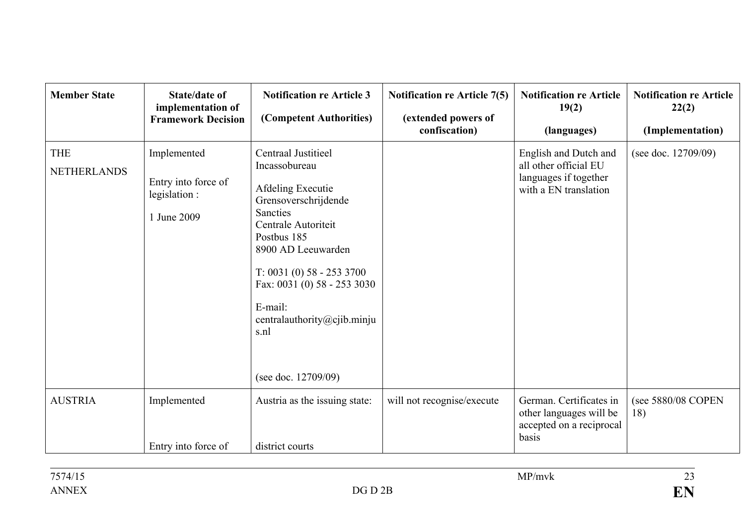| Member State | State/date of implementation of Framework Decision | Notification re Article 3<br><br>(Competent Authorities) | Notification re Article 7(5)<br><br>(extended powers of confiscation) | Notification re Article 19(2)<br><br>(languages) | Notification re Article 22(2)<br><br>(Implementation) |
|---|---|---|---|---|---|
| THE NETHERLANDS | Implemented<br><br>Entry into force of legislation :<br><br>1 June 2009 | Centraal Justitieel Incassobureau<br><br>Afdeling Executie Grensoverschrijdende Sancties<br>Centrale Autoriteit<br>Postbus 185<br>8900 AD Leeuwarden<br><br>T: 0031 (0) 58 - 253 3700<br>Fax: 0031 (0) 58 - 253 3030<br><br>E-mail:<br>centralauthority@cjib.minjus.nl<br><br>(see doc. 12709/09) | | English and Dutch and all other official EU languages if together with a EN translation | (see doc. 12709/09) |
| AUSTRIA | Implemented<br><br>Entry into force of | Austria as the issuing state:<br><br>district courts | will not recognise/execute | German. Certificates in other languages will be accepted on a reciprocal basis | (see 5880/08 COPEN 18) |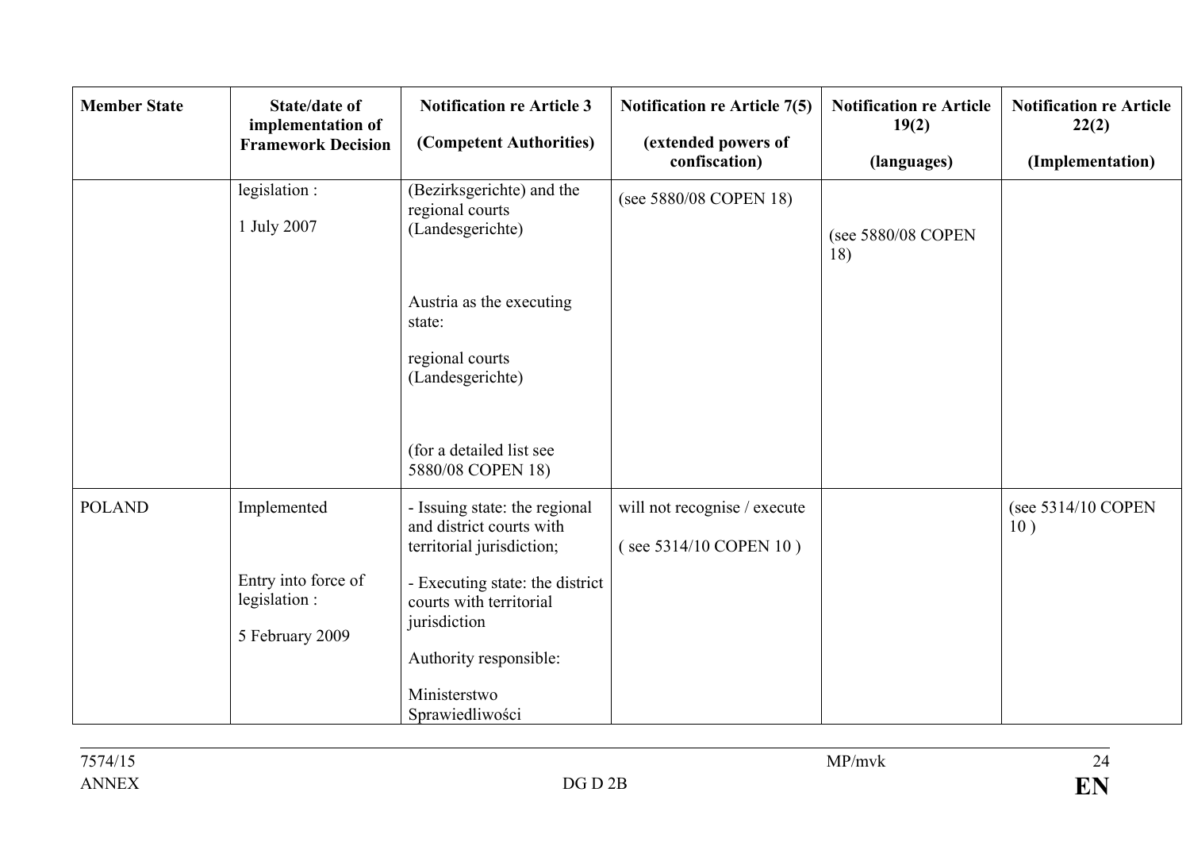| Member State | State/date of implementation of Framework Decision | Notification re Article 3 (Competent Authorities) | Notification re Article 7(5) (extended powers of confiscation) | Notification re Article 19(2) (languages) | Notification re Article 22(2) (Implementation) |
|---|---|---|---|---|---|
| | legislation : 1 July 2007 | (Bezirksgerichte) and the regional courts (Landesgerichte) Austria as the executing state: regional courts (Landesgerichte) (for a detailed list see 5880/08 COPEN 18) | (see 5880/08 COPEN 18) | (see 5880/08 COPEN 18) | |
| POLAND | Implemented Entry into force of legislation : 5 February 2009 | - Issuing state: the regional and district courts with territorial jurisdiction; - Executing state: the district courts with territorial jurisdiction Authority responsible: Ministerstwo Sprawiedliwości | will not recognise / execute ( see 5314/10 COPEN 10 ) | | (see 5314/10 COPEN 10 ) |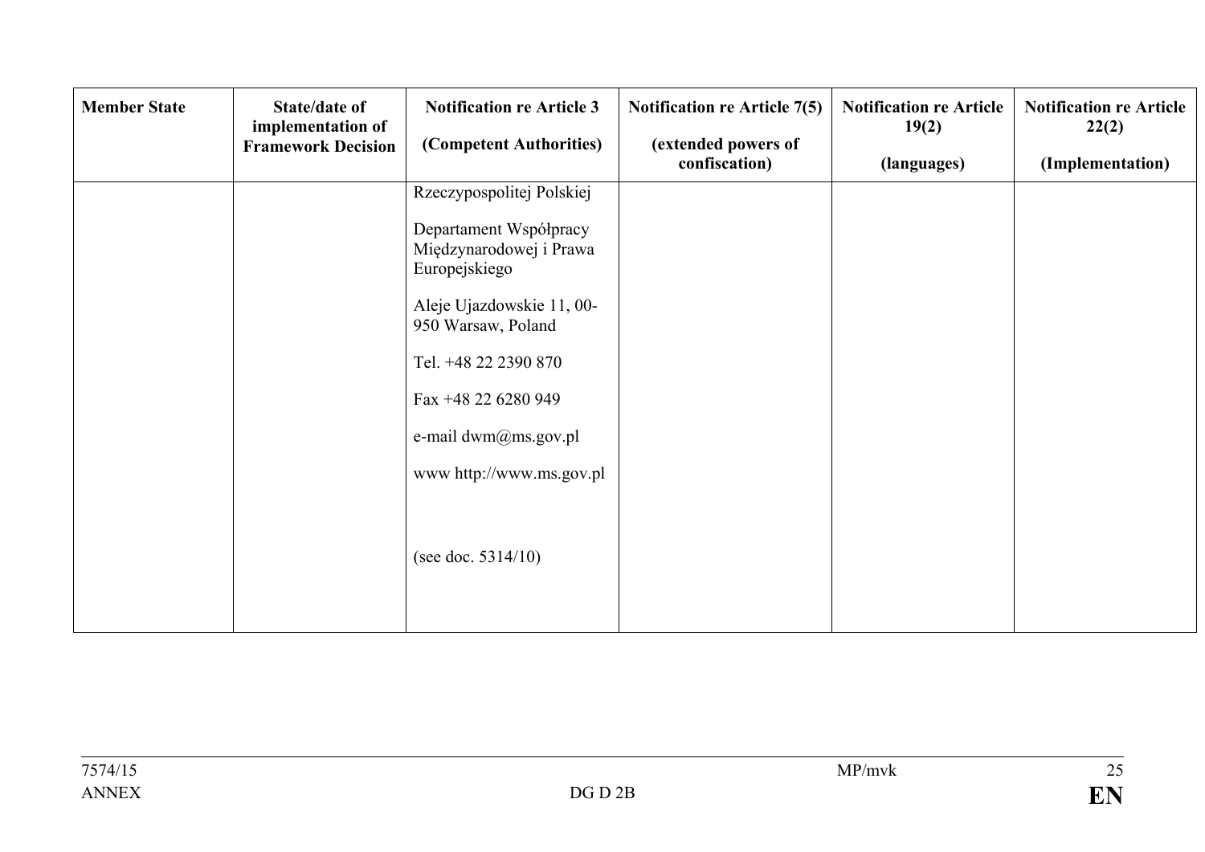| Member State | State/date of implementation of Framework Decision | Notification re Article 3<br><br>(Competent Authorities) | Notification re Article 7(5)<br><br>(extended powers of confiscation) | Notification re Article 19(2)<br><br>(languages) | Notification re Article 22(2)<br><br>(Implementation) |
|---|---|---|---|---|---|
| | | Rzeczypospolitej Polskiej<br><br>Departament Współpracy Międzynarodowej i Prawa Europejskiego<br><br>Aleje Ujazdowskie 11, 00-950 Warsaw, Poland<br><br>Tel. +48 22 2390 870<br><br>Fax +48 22 6280 949<br><br>e-mail dwm@ms.gov.pl<br><br>www http://www.ms.gov.pl<br><br>(see doc. 5314/10) | | | |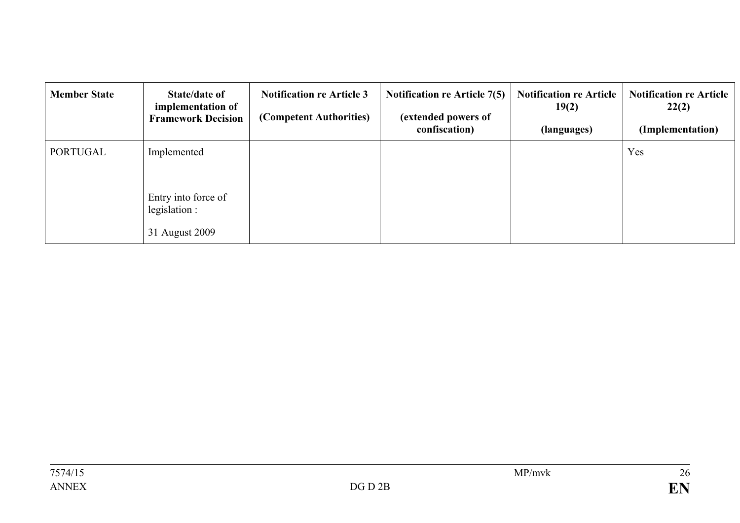| Member State | State/date of implementation of Framework Decision | Notification re Article 3 (Competent Authorities) | Notification re Article 7(5) (extended powers of confiscation) | Notification re Article 19(2) (languages) | Notification re Article 22(2) (Implementation) |
|---|---|---|---|---|---|
| PORTUGAL | Implemented<br><br>Entry into force of legislation :<br><br>31 August 2009 | | | | Yes |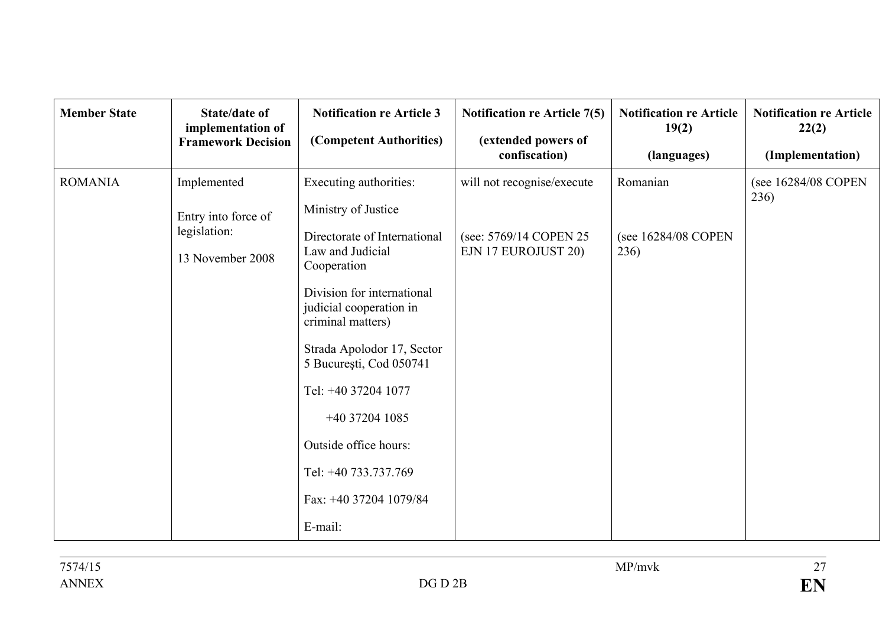| Member State | State/date of implementation of Framework Decision | Notification re Article 3<br><br>(Competent Authorities) | Notification re Article 7(5)<br><br>(extended powers of confiscation) | Notification re Article 19(2)<br><br>(languages) | Notification re Article 22(2)<br><br>(Implementation) |
|---|---|---|---|---|---|
| ROMANIA | Implemented<br><br>Entry into force of legislation:<br><br>13 November 2008 | Executing authorities:<br><br>Ministry of Justice<br><br>Directorate of International Law and Judicial Cooperation<br><br>Division for international judicial cooperation in criminal matters)<br><br>Strada Apolodor 17, Sector 5 Bucureşti, Cod 050741<br><br>Tel: +40 37204 1077<br><br>+40 37204 1085<br><br>Outside office hours:<br><br>Tel: +40 733.737.769<br><br>Fax: +40 37204 1079/84<br><br>E-mail: | will not recognise/execute<br><br>(see: 5769/14 COPEN 25 EJN 17 EUROJUST 20) | Romanian<br><br>(see 16284/08 COPEN 236) | (see 16284/08 COPEN 236) |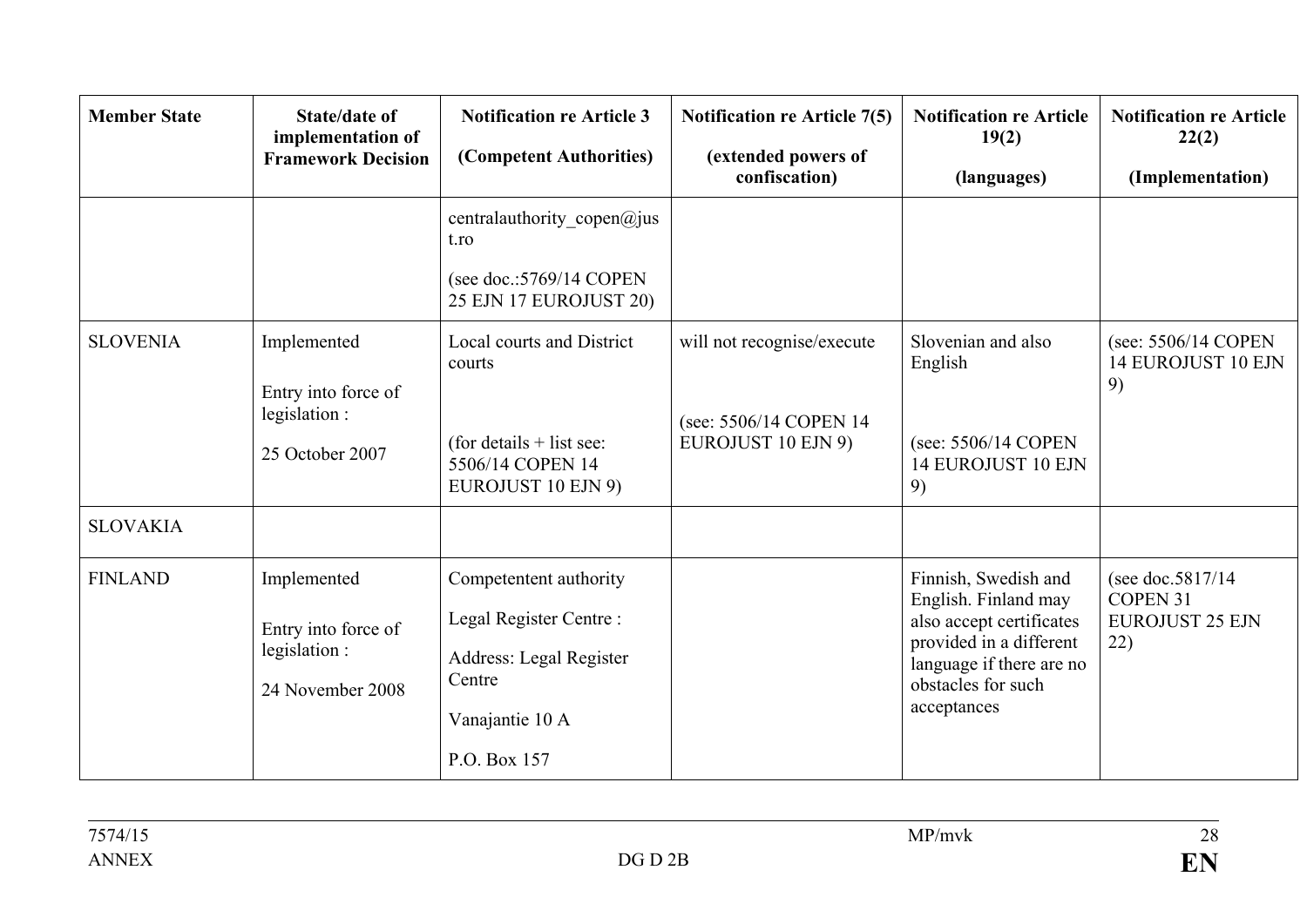| Member State | State/date of implementation of Framework Decision | Notification re Article 3<br><br>(Competent Authorities) | Notification re Article 7(5)<br><br>(extended powers of confiscation) | Notification re Article 19(2)<br><br>(languages) | Notification re Article 22(2)<br><br>(Implementation) |
|---|---|---|---|---|---|
| | | centralauthority_copen@just.ro<br><br>(see doc.:5769/14 COPEN 25 EJN 17 EUROJUST 20) | | | |
| SLOVENIA | Implemented<br><br>Entry into force of legislation :<br><br>25 October 2007 | Local courts and District courts<br><br>(for details + list see: 5506/14 COPEN 14 EUROJUST 10 EJN 9) | will not recognise/execute<br><br>(see: 5506/14 COPEN 14 EUROJUST 10 EJN 9) | Slovenian and also English<br><br>(see: 5506/14 COPEN 14 EUROJUST 10 EJN 9) | (see: 5506/14 COPEN 14 EUROJUST 10 EJN 9) |
| SLOVAKIA | | | | | |
| FINLAND | Implemented<br><br>Entry into force of legislation :<br><br>24 November 2008 | Competentent authority<br><br>Legal Register Centre :<br><br>Address: Legal Register Centre<br><br>Vanajantie 10 A<br><br>P.O. Box 157 | | Finnish, Swedish and English. Finland may also accept certificates provided in a different language if there are no obstacles for such acceptances | (see doc.5817/14 COPEN 31 EUROJUST 25 EJN 22) |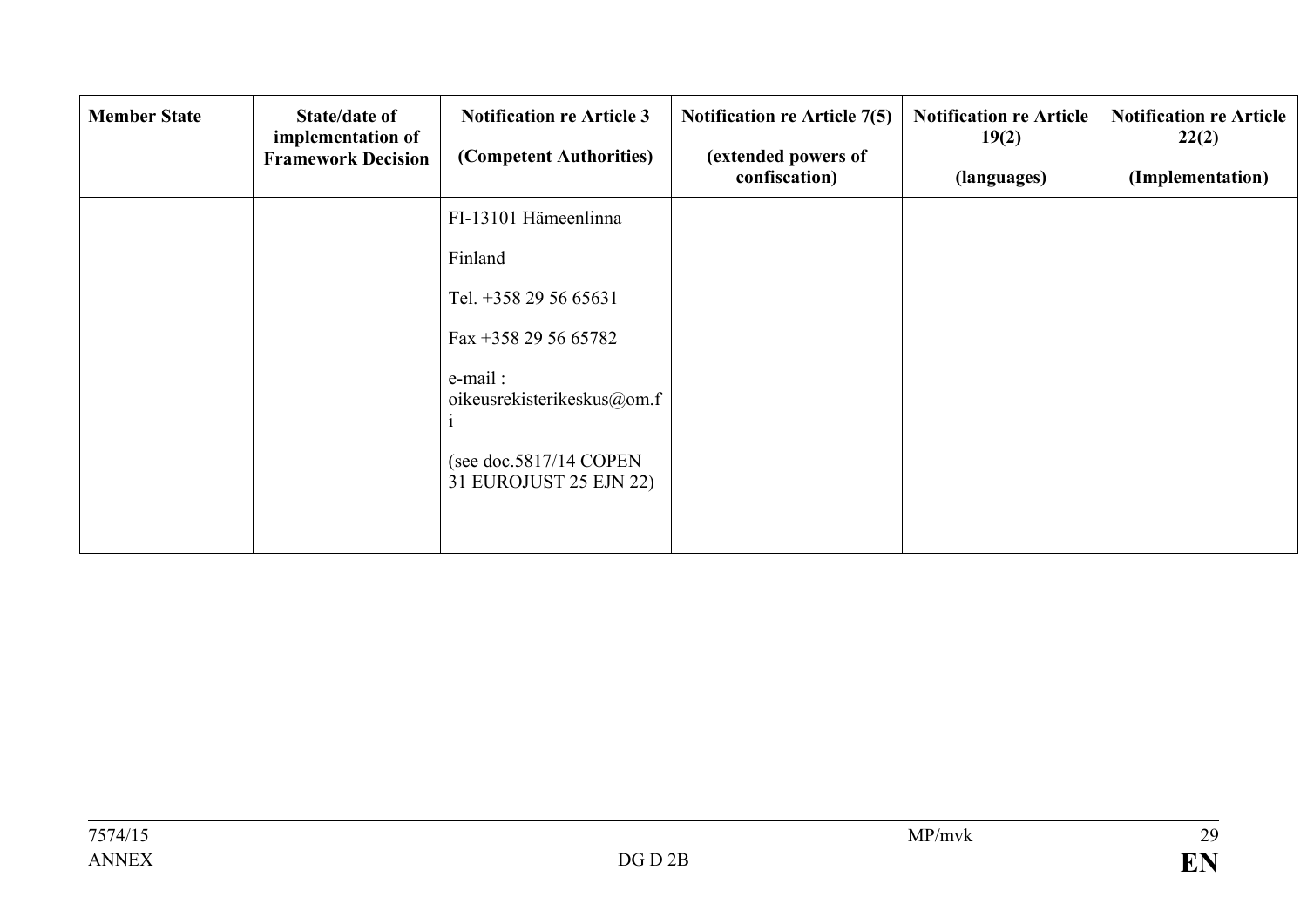| Member State | State/date of implementation of Framework Decision | Notification re Article 3<br><br>(Competent Authorities) | Notification re Article 7(5)<br><br>(extended powers of confiscation) | Notification re Article 19(2)<br><br>(languages) | Notification re Article 22(2)<br><br>(Implementation) |
|---|---|---|---|---|---|
| | | FI-13101 Hämeenlinna<br><br>Finland<br><br>Tel. +358 29 56 65631<br><br>Fax +358 29 56 65782<br><br>e-mail : oikeusrekisterikeskus@om.fi<br><br>(see doc.5817/14 COPEN 31 EUROJUST 25 EJN 22) | | | |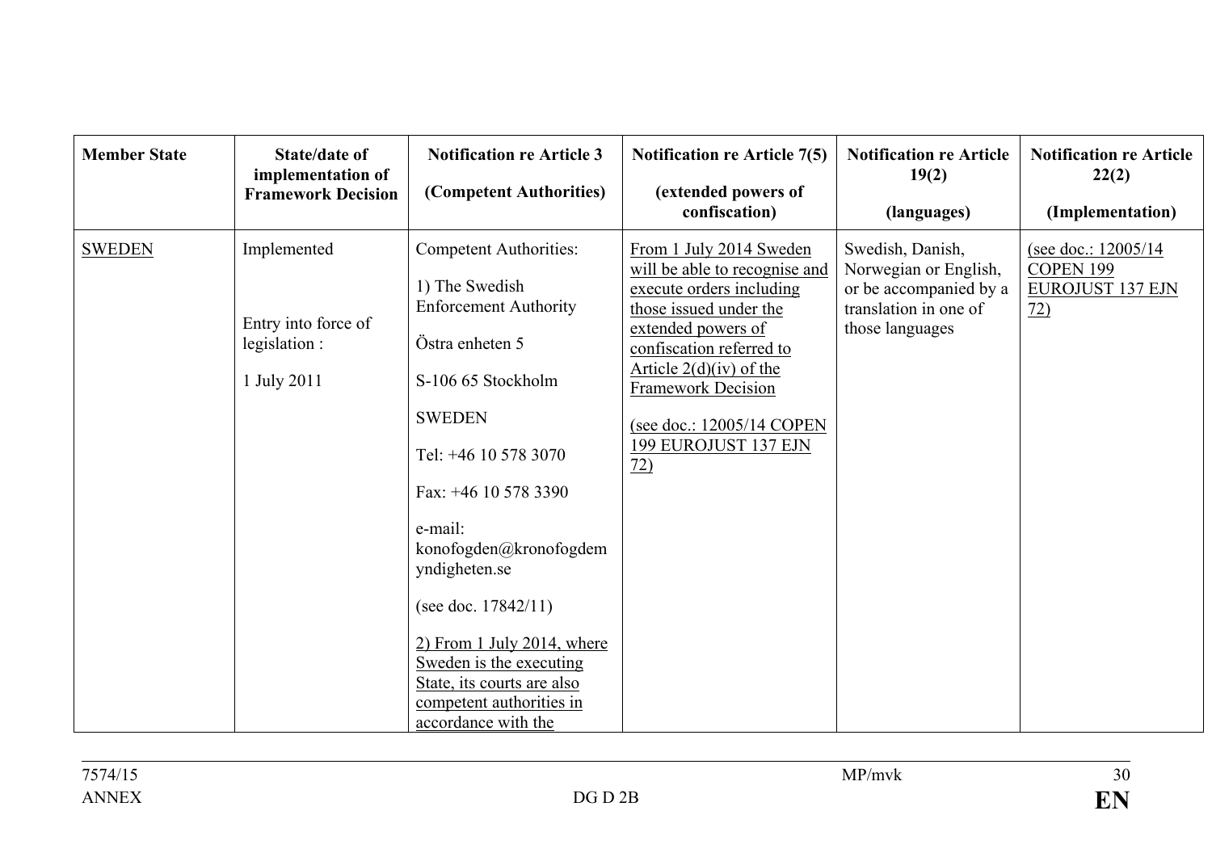| Member State | State/date of implementation of Framework Decision | Notification re Article 3<br><br>(Competent Authorities) | Notification re Article 7(5)<br><br>(extended powers of confiscation) | Notification re Article 19(2)<br><br>(languages) | Notification re Article 22(2)<br><br>(Implementation) |
|---|---|---|---|---|---|
| SWEDEN | Implemented<br><br>Entry into force of legislation :<br><br>1 July 2011 | Competent Authorities:<br><br>1) The Swedish Enforcement Authority<br><br>Östra enheten 5<br><br>S-106 65 Stockholm<br><br>SWEDEN<br><br>Tel: +46 10 578 3070<br><br>Fax: +46 10 578 3390<br><br>e-mail: konofogden@kronofogdemyndigheten.se<br><br>(see doc. 17842/11)<br><br>2) From 1 July 2014, where Sweden is the executing State, its courts are also competent authorities in accordance with the | From 1 July 2014 Sweden will be able to recognise and execute orders including those issued under the extended powers of confiscation referred to Article 2(d)(iv) of the Framework Decision<br><br>(see doc.: 12005/14 COPEN 199 EUROJUST 137 EJN 72) | Swedish, Danish, Norwegian or English, or be accompanied by a translation in one of those languages | (see doc.: 12005/14 COPEN 199 EUROJUST 137 EJN 72) |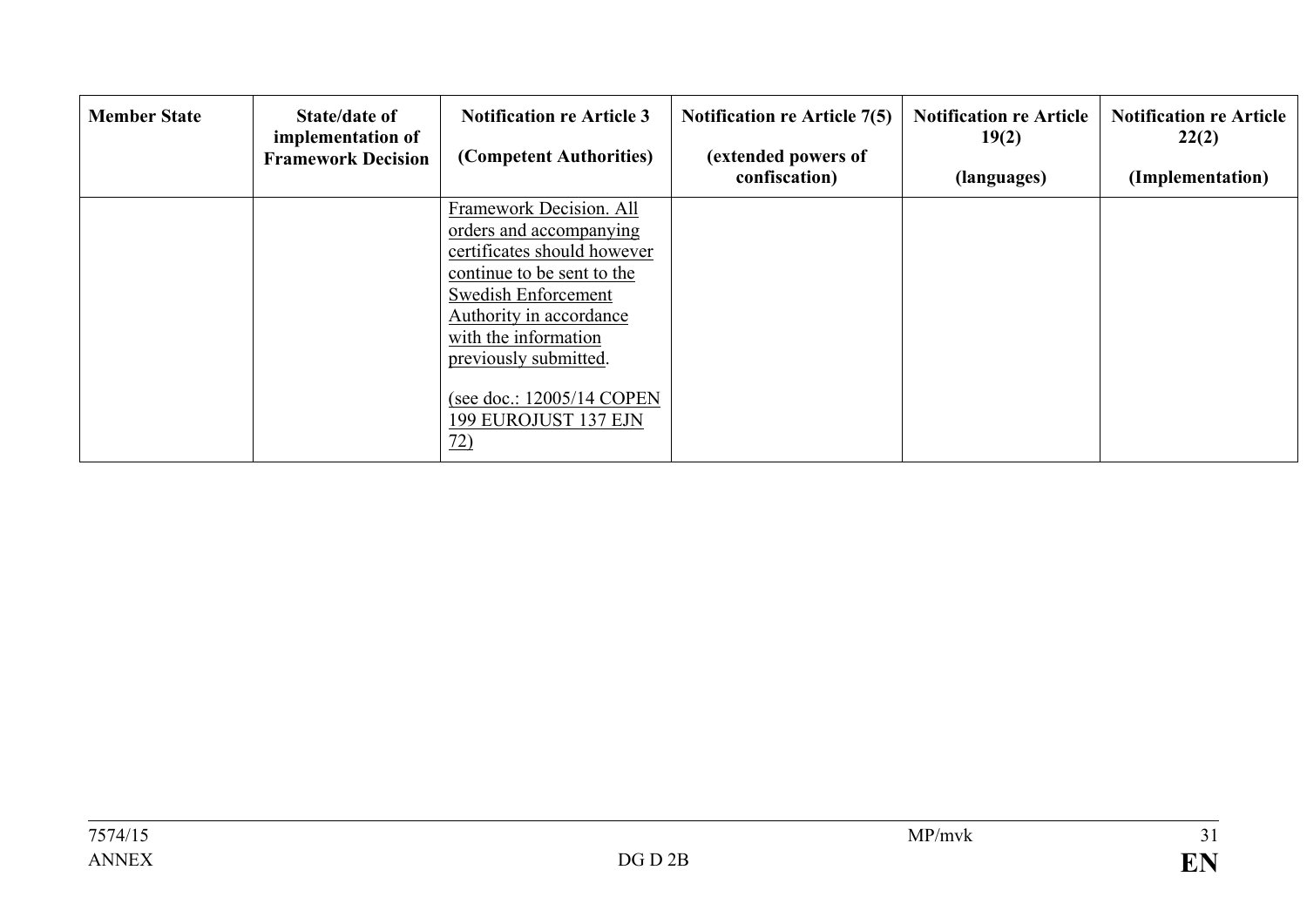| Member State | State/date of implementation of Framework Decision | Notification re Article 3 (Competent Authorities) | Notification re Article 7(5) (extended powers of confiscation) | Notification re Article 19(2) (languages) | Notification re Article 22(2) (Implementation) |
|---|---|---|---|---|---|
| | | Framework Decision. All orders and accompanying certificates should however continue to be sent to the Swedish Enforcement Authority in accordance with the information previously submitted. (see doc.: 12005/14 COPEN 199 EUROJUST 137 EJN 72) | | | |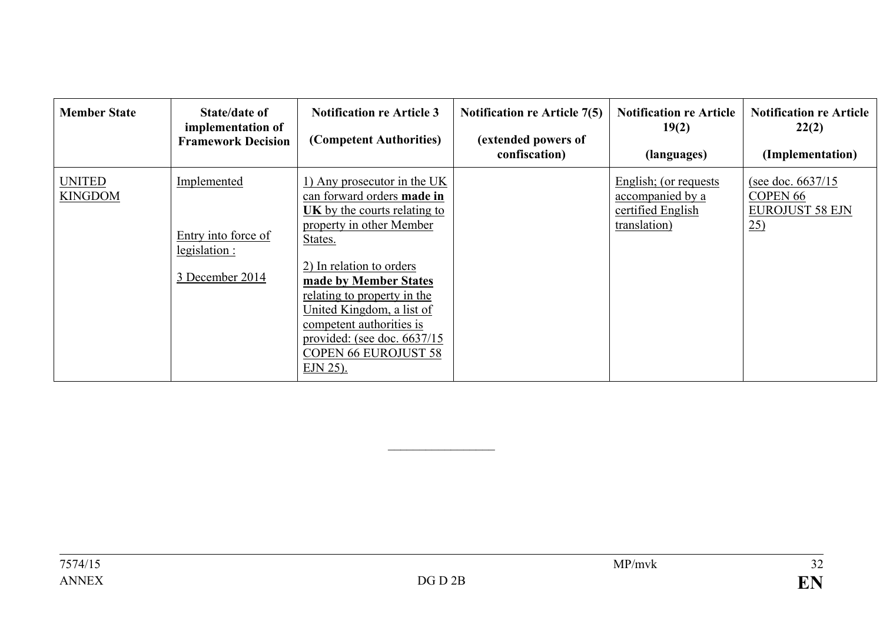| Member State | State/date of implementation of Framework Decision | Notification re Article 3<br><br>(Competent Authorities) | Notification re Article 7(5)<br><br>(extended powers of confiscation) | Notification re Article 19(2)<br><br>(languages) | Notification re Article 22(2)<br><br>(Implementation) |
|---|---|---|---|---|---|
| UNITED KINGDOM | Implemented<br><br>Entry into force of legislation :<br><br>3 December 2014 | 1) Any prosecutor in the UK can forward orders **made in UK** by the courts relating to property in other Member States.<br><br>2) In relation to orders **made by Member States** relating to property in the United Kingdom, a list of competent authorities is provided: (see doc. 6637/15 COPEN 66 EUROJUST 58 EJN 25). | | English; (or requests accompanied by a certified English translation) | (see doc. 6637/15 COPEN 66 EUROJUST 58 EJN 25) |

________________